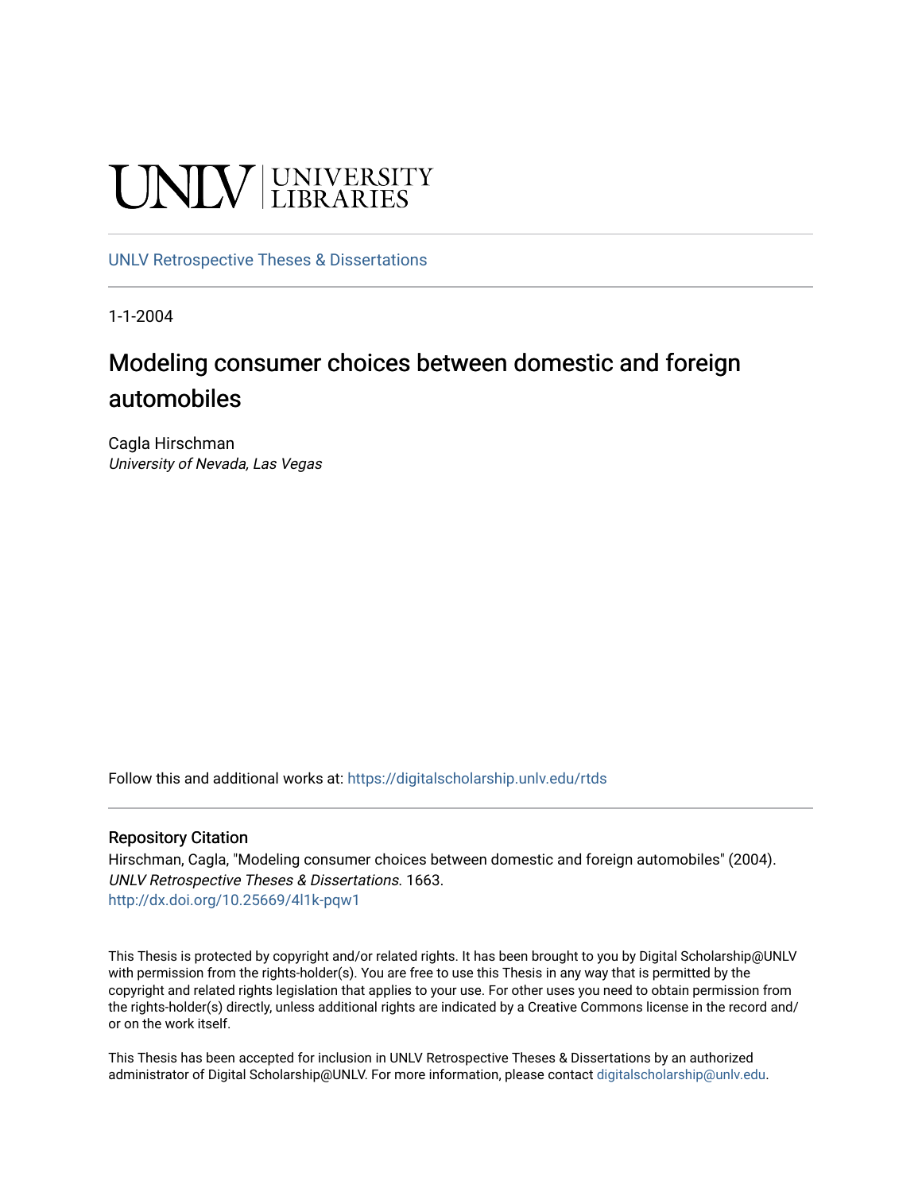UNLV | UNIVERSITY LIBRARIES

UNLV Retrospective Theses & Dissertations

1-1-2004

# Modeling consumer choices between domestic and foreign automobiles

Cagla Hirschman
*University of Nevada, Las Vegas*

Follow this and additional works at: https://digitalscholarship.unlv.edu/rtds

## Repository Citation

Hirschman, Cagla, "Modeling consumer choices between domestic and foreign automobiles" (2004). *UNLV Retrospective Theses & Dissertations*. 1663.
http://dx.doi.org/10.25669/4l1k-pqw1

This Thesis is protected by copyright and/or related rights. It has been brought to you by Digital Scholarship@UNLV with permission from the rights-holder(s). You are free to use this Thesis in any way that is permitted by the copyright and related rights legislation that applies to your use. For other uses you need to obtain permission from the rights-holder(s) directly, unless additional rights are indicated by a Creative Commons license in the record and/or on the work itself.

This Thesis has been accepted for inclusion in UNLV Retrospective Theses & Dissertations by an authorized administrator of Digital Scholarship@UNLV. For more information, please contact digitalscholarship@unlv.edu.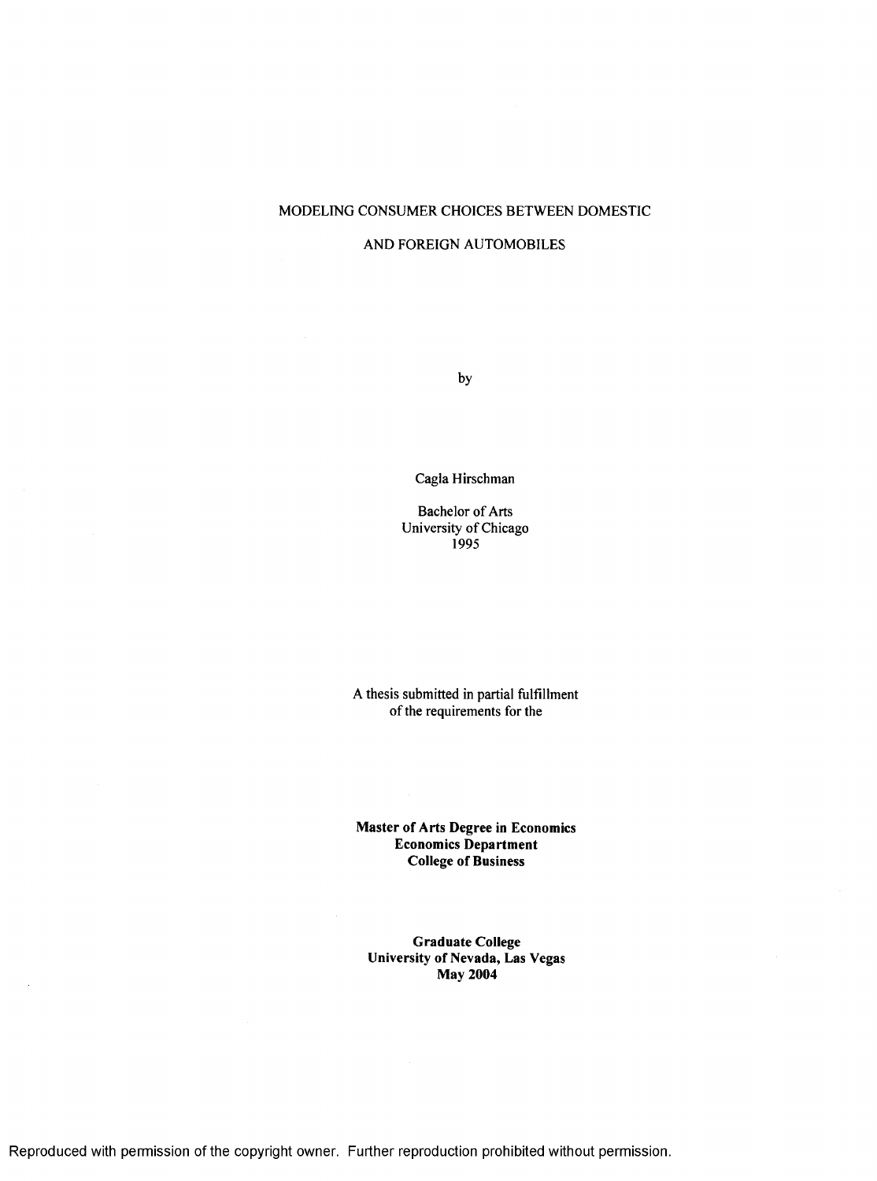MODELING CONSUMER CHOICES BETWEEN DOMESTIC

AND FOREIGN AUTOMOBILES

by

Cagla Hirschman

Bachelor of Arts
University of Chicago
1995

A thesis submitted in partial fulfillment
of the requirements for the

**Master of Arts Degree in Economics**
**Economics Department**
**College of Business**

**Graduate College**
**University of Nevada, Las Vegas**
**May 2004**

Reproduced with permission of the copyright owner. Further reproduction prohibited without permission.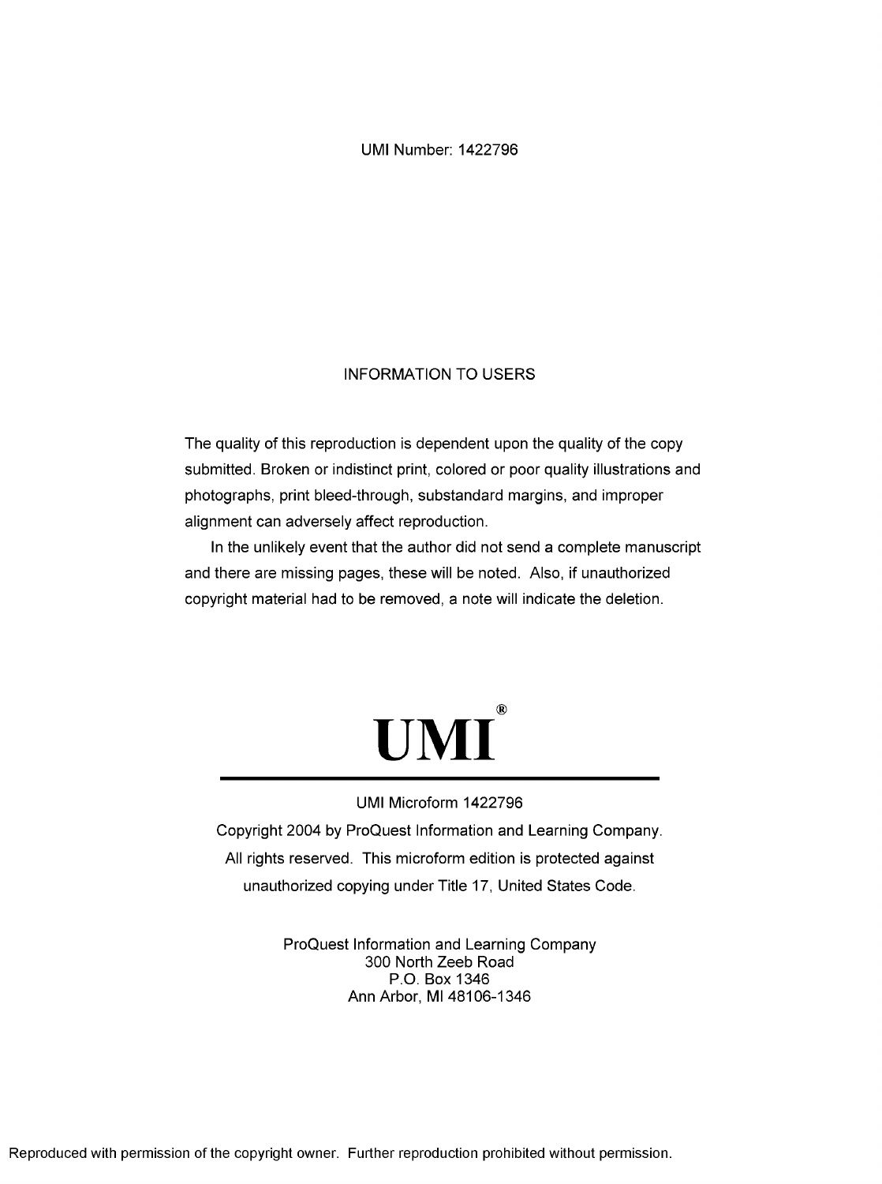UMI Number: 1422796

## INFORMATION TO USERS

The quality of this reproduction is dependent upon the quality of the copy submitted. Broken or indistinct print, colored or poor quality illustrations and photographs, print bleed-through, substandard margins, and improper alignment can adversely affect reproduction.

In the unlikely event that the author did not send a complete manuscript and there are missing pages, these will be noted. Also, if unauthorized copyright material had to be removed, a note will indicate the deletion.

# UMI®

UMI Microform 1422796

Copyright 2004 by ProQuest Information and Learning Company.
All rights reserved. This microform edition is protected against unauthorized copying under Title 17, United States Code.

ProQuest Information and Learning Company
300 North Zeeb Road
P.O. Box 1346
Ann Arbor, MI 48106-1346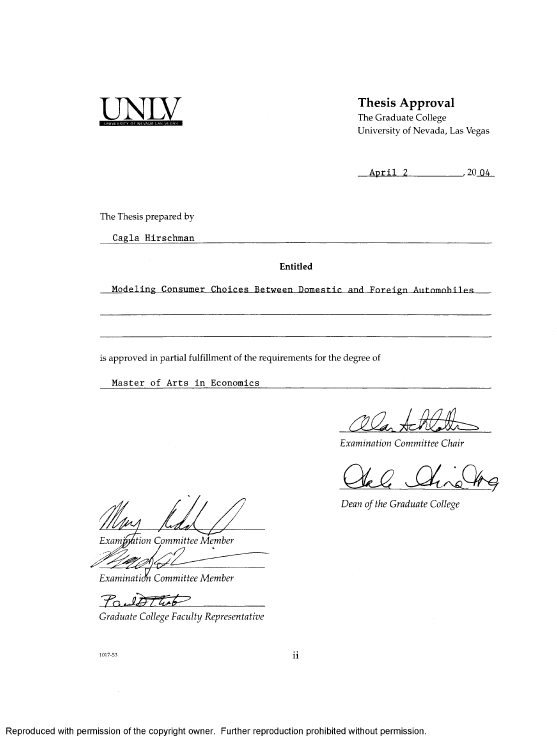UNLV
UNIVERSITY OF NEVADA LAS VEGAS

## Thesis Approval

The Graduate College
University of Nevada, Las Vegas

April 2, 2004

The Thesis prepared by

Cagla Hirschman

**Entitled**

Modeling Consumer Choices Between Domestic and Foreign Automobiles

is approved in partial fulfillment of the requirements for the degree of

Master of Arts in Economics

*Examination Committee Chair*

*Dean of the Graduate College*

*Examination Committee Member*

*Examination Committee Member*

*Graduate College Faculty Representative*

1017-53

Reproduced with permission of the copyright owner. Further reproduction prohibited without permission.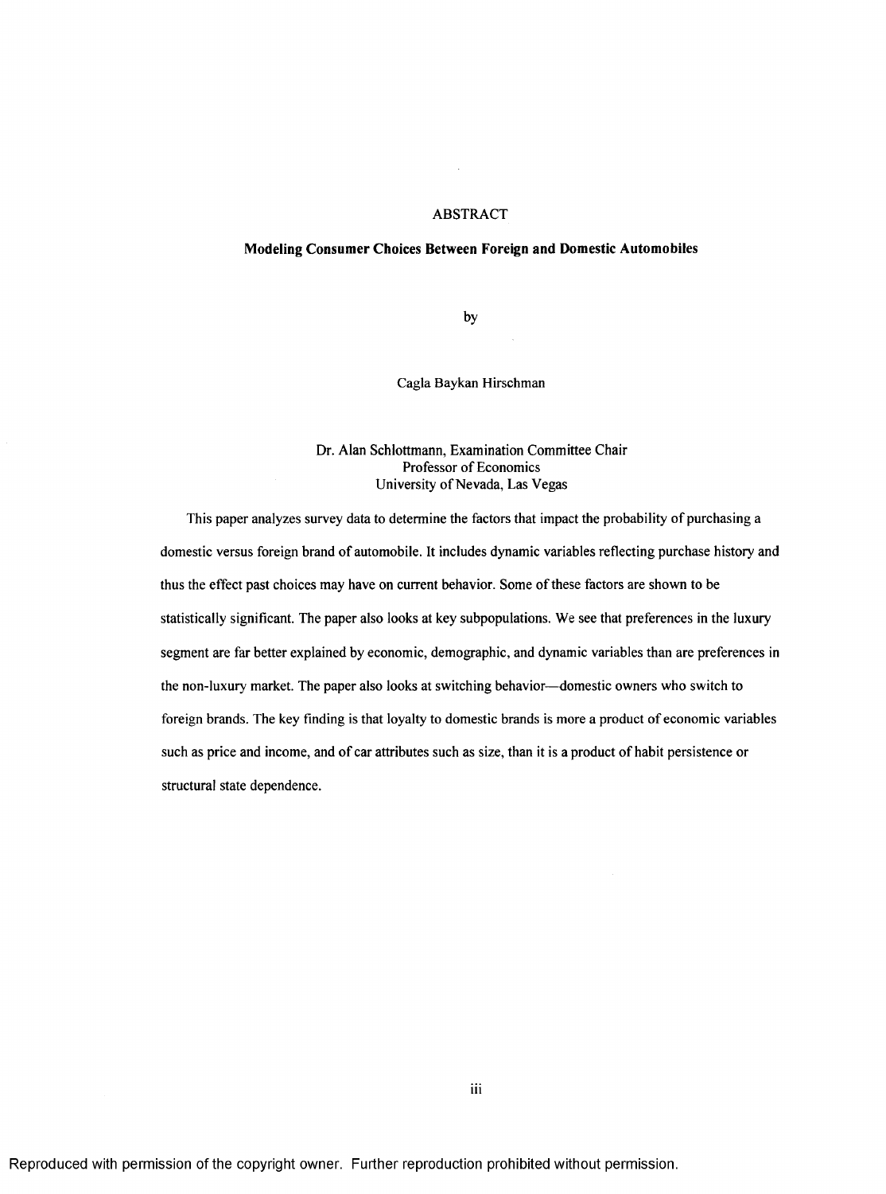# ABSTRACT

## Modeling Consumer Choices Between Foreign and Domestic Automobiles

by

Cagla Baykan Hirschman

Dr. Alan Schlottmann, Examination Committee Chair
Professor of Economics
University of Nevada, Las Vegas

This paper analyzes survey data to determine the factors that impact the probability of purchasing a domestic versus foreign brand of automobile. It includes dynamic variables reflecting purchase history and thus the effect past choices may have on current behavior. Some of these factors are shown to be statistically significant. The paper also looks at key subpopulations. We see that preferences in the luxury segment are far better explained by economic, demographic, and dynamic variables than are preferences in the non-luxury market. The paper also looks at switching behavior—domestic owners who switch to foreign brands. The key finding is that loyalty to domestic brands is more a product of economic variables such as price and income, and of car attributes such as size, than it is a product of habit persistence or structural state dependence.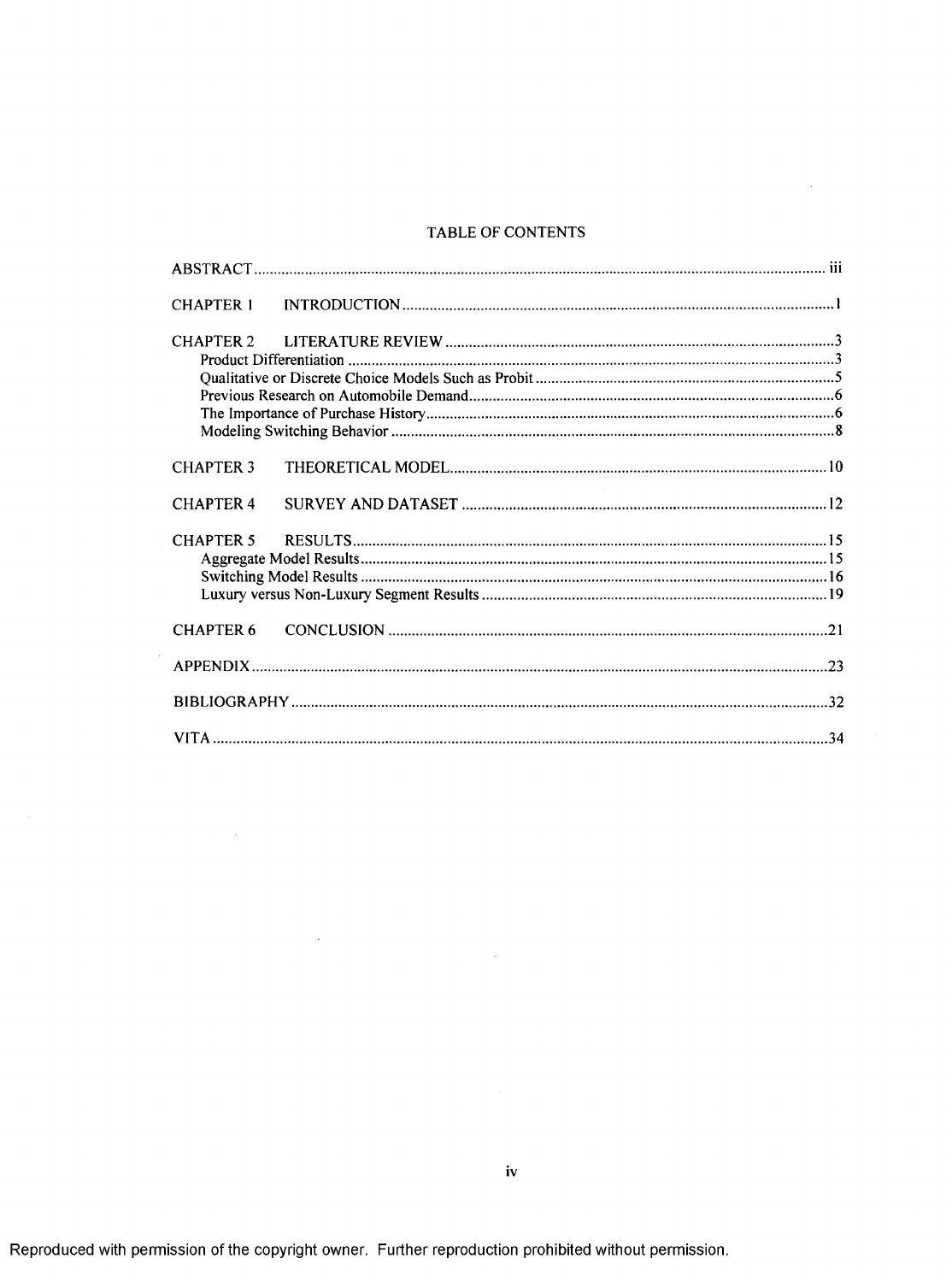# TABLE OF CONTENTS

ABSTRACT ........................................................................................................ iii

CHAPTER 1 INTRODUCTION ........................................................................ 1

CHAPTER 2 LITERATURE REVIEW ............................................................. 3

- Product Differentiation ................................................................................. 3
- Qualitative or Discrete Choice Models Such as Probit ................................. 5
- Previous Research on Automobile Demand .................................................. 6
- The Importance of Purchase History ............................................................ 6
- Modeling Switching Behavior ...................................................................... 8

CHAPTER 3 THEORETICAL MODEL ........................................................... 10

CHAPTER 4 SURVEY AND DATASET .......................................................... 12

CHAPTER 5 RESULTS .................................................................................... 15

- Aggregate Model Results ............................................................................. 15
- Switching Model Results ............................................................................. 16
- Luxury versus Non-Luxury Segment Results .............................................. 19

CHAPTER 6 CONCLUSION ........................................................................... 21

APPENDIX ........................................................................................................ 23

BIBLIOGRAPHY .............................................................................................. 32

VITA ................................................................................................................. 34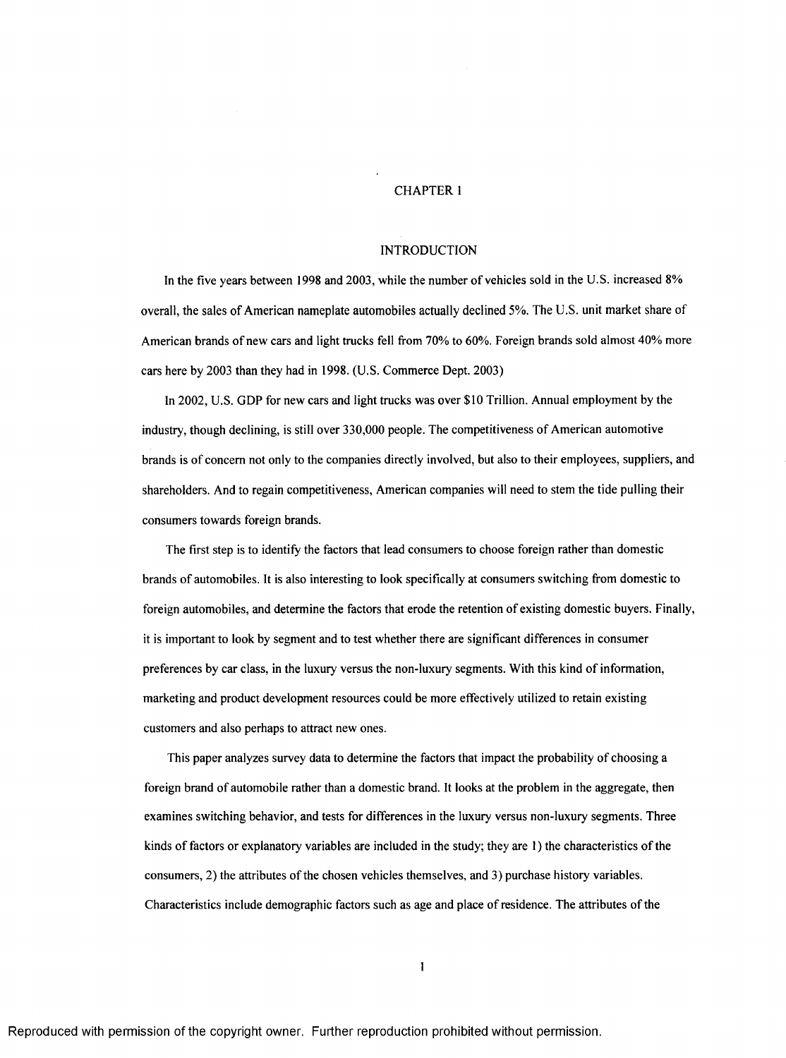# CHAPTER 1

## INTRODUCTION

In the five years between 1998 and 2003, while the number of vehicles sold in the U.S. increased 8% overall, the sales of American nameplate automobiles actually declined 5%. The U.S. unit market share of American brands of new cars and light trucks fell from 70% to 60%. Foreign brands sold almost 40% more cars here by 2003 than they had in 1998. (U.S. Commerce Dept. 2003)

In 2002, U.S. GDP for new cars and light trucks was over $10 Trillion. Annual employment by the industry, though declining, is still over 330,000 people. The competitiveness of American automotive brands is of concern not only to the companies directly involved, but also to their employees, suppliers, and shareholders. And to regain competitiveness, American companies will need to stem the tide pulling their consumers towards foreign brands.

The first step is to identify the factors that lead consumers to choose foreign rather than domestic brands of automobiles. It is also interesting to look specifically at consumers switching from domestic to foreign automobiles, and determine the factors that erode the retention of existing domestic buyers. Finally, it is important to look by segment and to test whether there are significant differences in consumer preferences by car class, in the luxury versus the non-luxury segments. With this kind of information, marketing and product development resources could be more effectively utilized to retain existing customers and also perhaps to attract new ones.

This paper analyzes survey data to determine the factors that impact the probability of choosing a foreign brand of automobile rather than a domestic brand. It looks at the problem in the aggregate, then examines switching behavior, and tests for differences in the luxury versus non-luxury segments. Three kinds of factors or explanatory variables are included in the study; they are 1) the characteristics of the consumers, 2) the attributes of the chosen vehicles themselves, and 3) purchase history variables. Characteristics include demographic factors such as age and place of residence. The attributes of the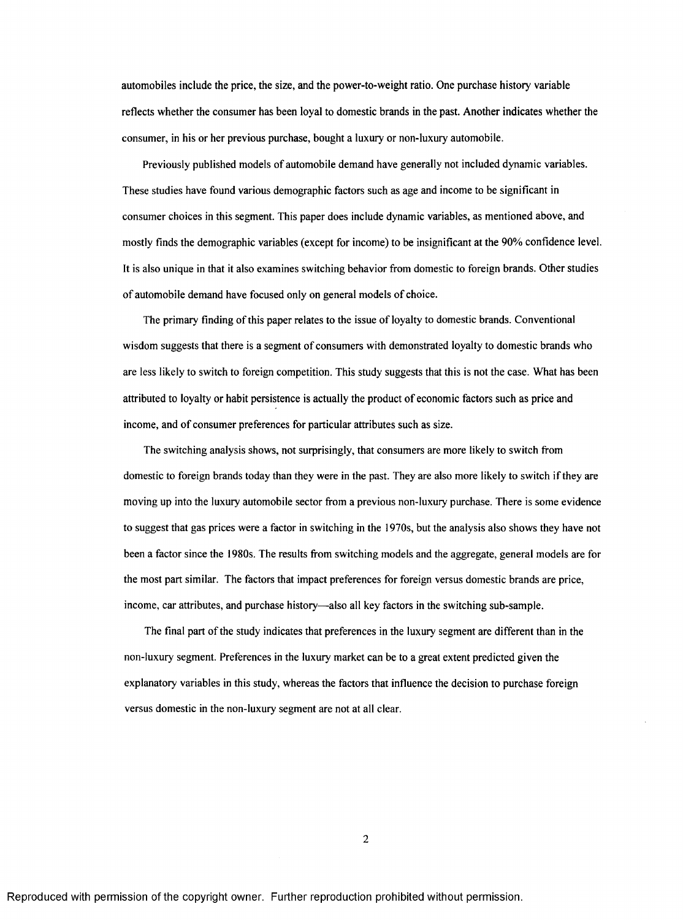automobiles include the price, the size, and the power-to-weight ratio. One purchase history variable reflects whether the consumer has been loyal to domestic brands in the past. Another indicates whether the consumer, in his or her previous purchase, bought a luxury or non-luxury automobile.

Previously published models of automobile demand have generally not included dynamic variables. These studies have found various demographic factors such as age and income to be significant in consumer choices in this segment. This paper does include dynamic variables, as mentioned above, and mostly finds the demographic variables (except for income) to be insignificant at the 90% confidence level. It is also unique in that it also examines switching behavior from domestic to foreign brands. Other studies of automobile demand have focused only on general models of choice.

The primary finding of this paper relates to the issue of loyalty to domestic brands. Conventional wisdom suggests that there is a segment of consumers with demonstrated loyalty to domestic brands who are less likely to switch to foreign competition. This study suggests that this is not the case. What has been attributed to loyalty or habit persistence is actually the product of economic factors such as price and income, and of consumer preferences for particular attributes such as size.

The switching analysis shows, not surprisingly, that consumers are more likely to switch from domestic to foreign brands today than they were in the past. They are also more likely to switch if they are moving up into the luxury automobile sector from a previous non-luxury purchase. There is some evidence to suggest that gas prices were a factor in switching in the 1970s, but the analysis also shows they have not been a factor since the 1980s. The results from switching models and the aggregate, general models are for the most part similar. The factors that impact preferences for foreign versus domestic brands are price, income, car attributes, and purchase history—also all key factors in the switching sub-sample.

The final part of the study indicates that preferences in the luxury segment are different than in the non-luxury segment. Preferences in the luxury market can be to a great extent predicted given the explanatory variables in this study, whereas the factors that influence the decision to purchase foreign versus domestic in the non-luxury segment are not at all clear.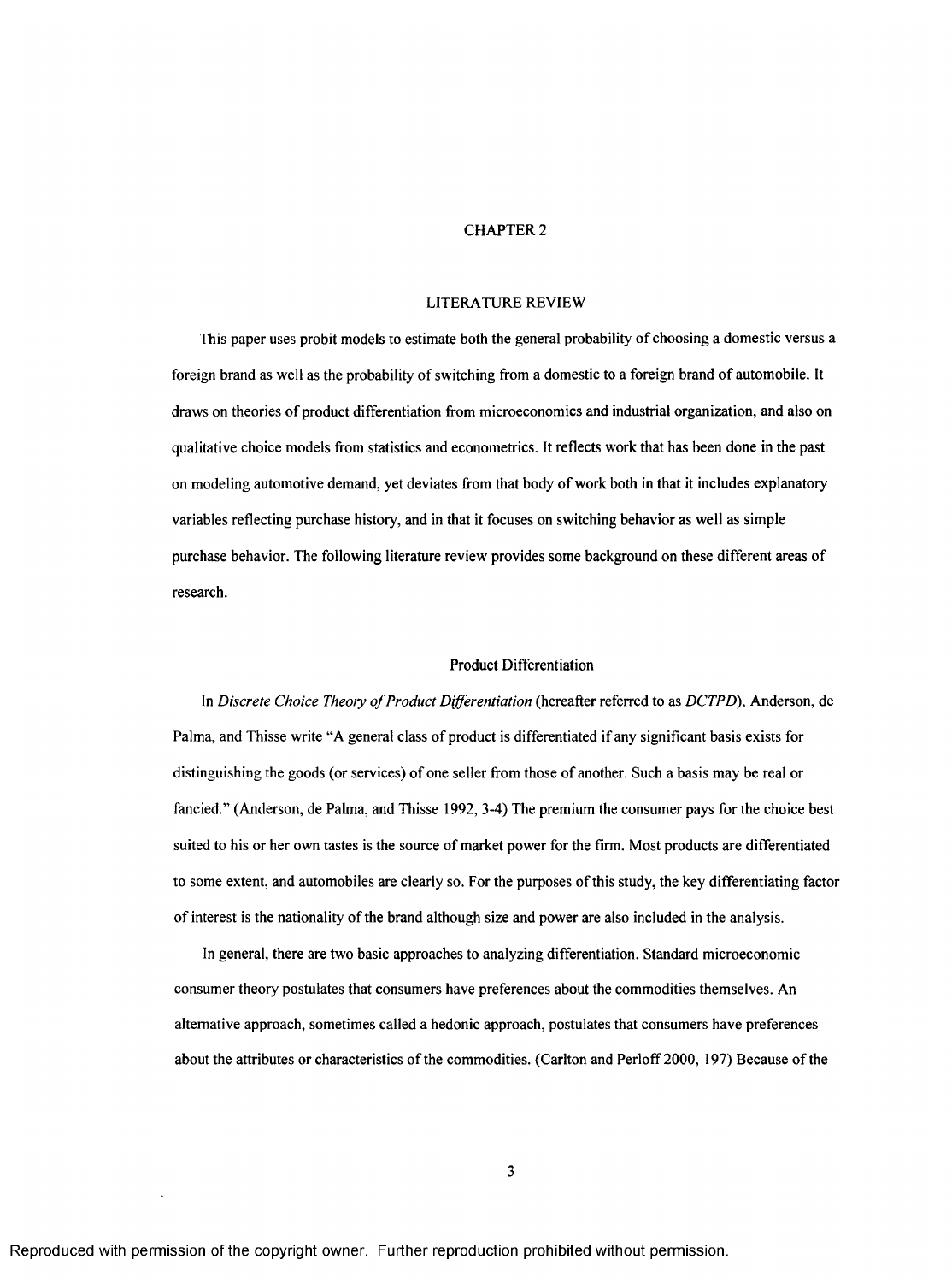# CHAPTER 2

## LITERATURE REVIEW

This paper uses probit models to estimate both the general probability of choosing a domestic versus a foreign brand as well as the probability of switching from a domestic to a foreign brand of automobile. It draws on theories of product differentiation from microeconomics and industrial organization, and also on qualitative choice models from statistics and econometrics. It reflects work that has been done in the past on modeling automotive demand, yet deviates from that body of work both in that it includes explanatory variables reflecting purchase history, and in that it focuses on switching behavior as well as simple purchase behavior. The following literature review provides some background on these different areas of research.

### Product Differentiation

In *Discrete Choice Theory of Product Differentiation* (hereafter referred to as *DCTPD*), Anderson, de Palma, and Thisse write "A general class of product is differentiated if any significant basis exists for distinguishing the goods (or services) of one seller from those of another. Such a basis may be real or fancied." (Anderson, de Palma, and Thisse 1992, 3-4) The premium the consumer pays for the choice best suited to his or her own tastes is the source of market power for the firm. Most products are differentiated to some extent, and automobiles are clearly so. For the purposes of this study, the key differentiating factor of interest is the nationality of the brand although size and power are also included in the analysis.

In general, there are two basic approaches to analyzing differentiation. Standard microeconomic consumer theory postulates that consumers have preferences about the commodities themselves. An alternative approach, sometimes called a hedonic approach, postulates that consumers have preferences about the attributes or characteristics of the commodities. (Carlton and Perloff 2000, 197) Because of the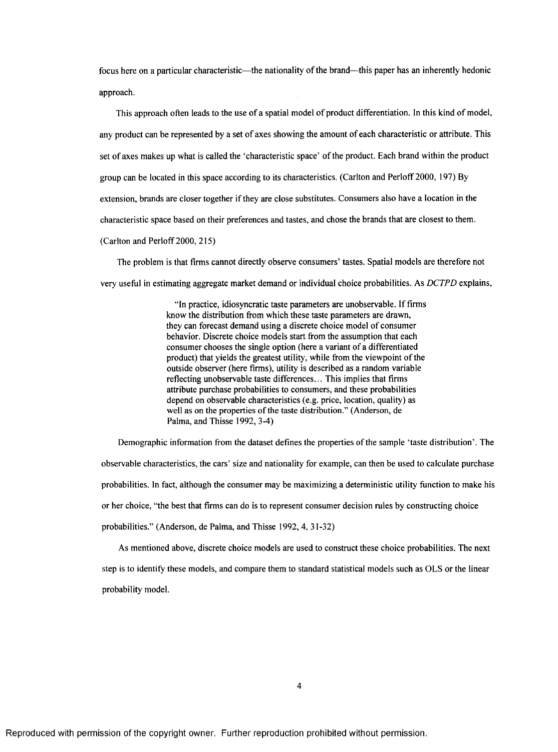focus here on a particular characteristic—the nationality of the brand—this paper has an inherently hedonic approach.

This approach often leads to the use of a spatial model of product differentiation. In this kind of model, any product can be represented by a set of axes showing the amount of each characteristic or attribute. This set of axes makes up what is called the 'characteristic space' of the product. Each brand within the product group can be located in this space according to its characteristics. (Carlton and Perloff 2000, 197) By extension, brands are closer together if they are close substitutes. Consumers also have a location in the characteristic space based on their preferences and tastes, and chose the brands that are closest to them. (Carlton and Perloff 2000, 215)

The problem is that firms cannot directly observe consumers' tastes. Spatial models are therefore not very useful in estimating aggregate market demand or individual choice probabilities. As *DCTPD* explains,

> "In practice, idiosyncratic taste parameters are unobservable. If firms know the distribution from which these taste parameters are drawn, they can forecast demand using a discrete choice model of consumer behavior. Discrete choice models start from the assumption that each consumer chooses the single option (here a variant of a differentiated product) that yields the greatest utility, while from the viewpoint of the outside observer (here firms), utility is described as a random variable reflecting unobservable taste differences… This implies that firms attribute purchase probabilities to consumers, and these probabilities depend on observable characteristics (e.g. price, location, quality) as well as on the properties of the taste distribution." (Anderson, de Palma, and Thisse 1992, 3-4)

Demographic information from the dataset defines the properties of the sample 'taste distribution'. The observable characteristics, the cars' size and nationality for example, can then be used to calculate purchase probabilities. In fact, although the consumer may be maximizing a deterministic utility function to make his or her choice, "the best that firms can do is to represent consumer decision rules by constructing choice probabilities." (Anderson, de Palma, and Thisse 1992, 4, 31-32)

As mentioned above, discrete choice models are used to construct these choice probabilities. The next step is to identify these models, and compare them to standard statistical models such as OLS or the linear probability model.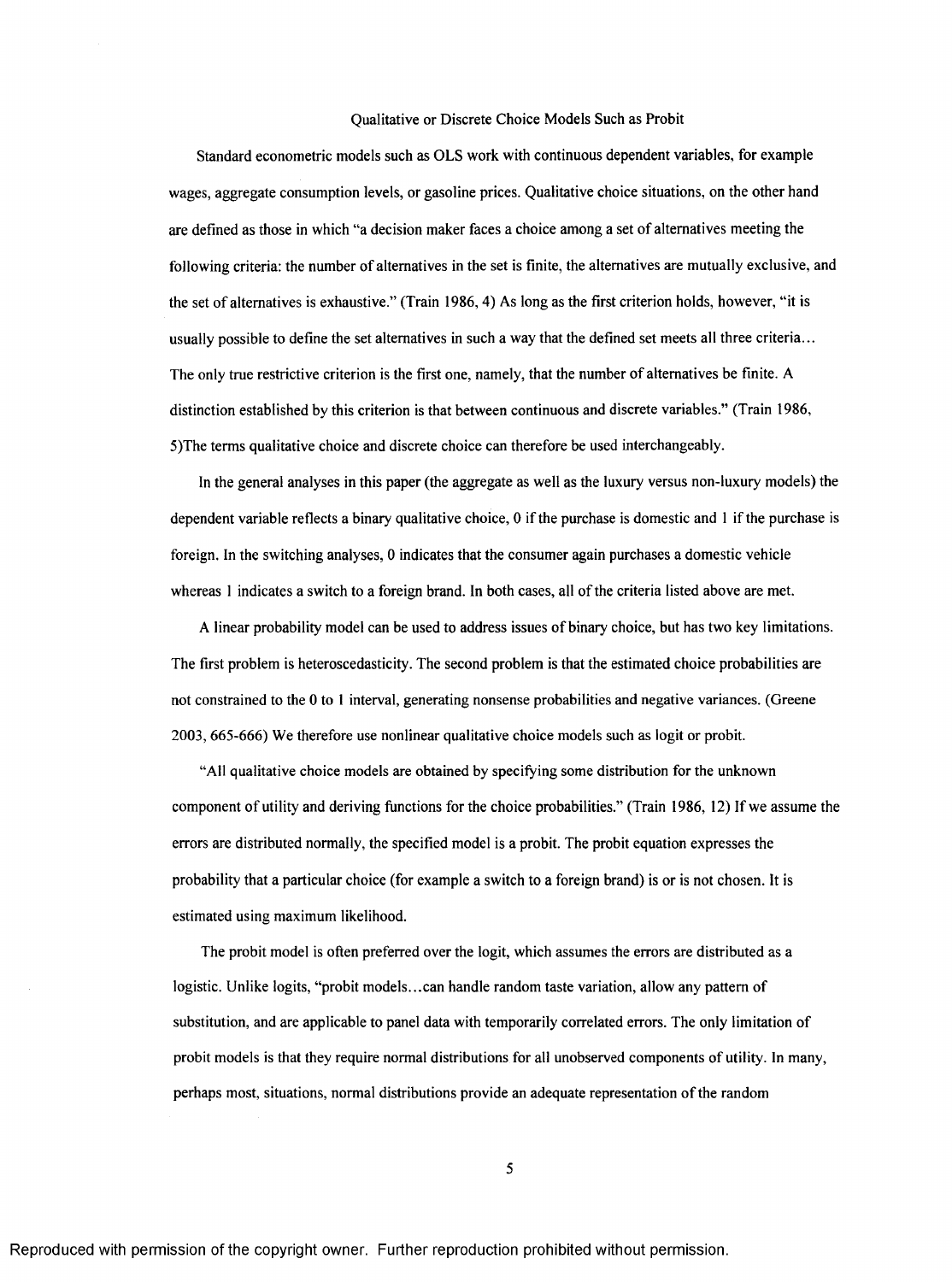## Qualitative or Discrete Choice Models Such as Probit

Standard econometric models such as OLS work with continuous dependent variables, for example wages, aggregate consumption levels, or gasoline prices. Qualitative choice situations, on the other hand are defined as those in which "a decision maker faces a choice among a set of alternatives meeting the following criteria: the number of alternatives in the set is finite, the alternatives are mutually exclusive, and the set of alternatives is exhaustive." (Train 1986, 4) As long as the first criterion holds, however, "it is usually possible to define the set alternatives in such a way that the defined set meets all three criteria… The only true restrictive criterion is the first one, namely, that the number of alternatives be finite. A distinction established by this criterion is that between continuous and discrete variables." (Train 1986, 5)The terms qualitative choice and discrete choice can therefore be used interchangeably.

In the general analyses in this paper (the aggregate as well as the luxury versus non-luxury models) the dependent variable reflects a binary qualitative choice, 0 if the purchase is domestic and 1 if the purchase is foreign. In the switching analyses, 0 indicates that the consumer again purchases a domestic vehicle whereas 1 indicates a switch to a foreign brand. In both cases, all of the criteria listed above are met.

A linear probability model can be used to address issues of binary choice, but has two key limitations. The first problem is heteroscedasticity. The second problem is that the estimated choice probabilities are not constrained to the 0 to 1 interval, generating nonsense probabilities and negative variances. (Greene 2003, 665-666) We therefore use nonlinear qualitative choice models such as logit or probit.

"All qualitative choice models are obtained by specifying some distribution for the unknown component of utility and deriving functions for the choice probabilities." (Train 1986, 12) If we assume the errors are distributed normally, the specified model is a probit. The probit equation expresses the probability that a particular choice (for example a switch to a foreign brand) is or is not chosen. It is estimated using maximum likelihood.

The probit model is often preferred over the logit, which assumes the errors are distributed as a logistic. Unlike logits, "probit models…can handle random taste variation, allow any pattern of substitution, and are applicable to panel data with temporarily correlated errors. The only limitation of probit models is that they require normal distributions for all unobserved components of utility. In many, perhaps most, situations, normal distributions provide an adequate representation of the random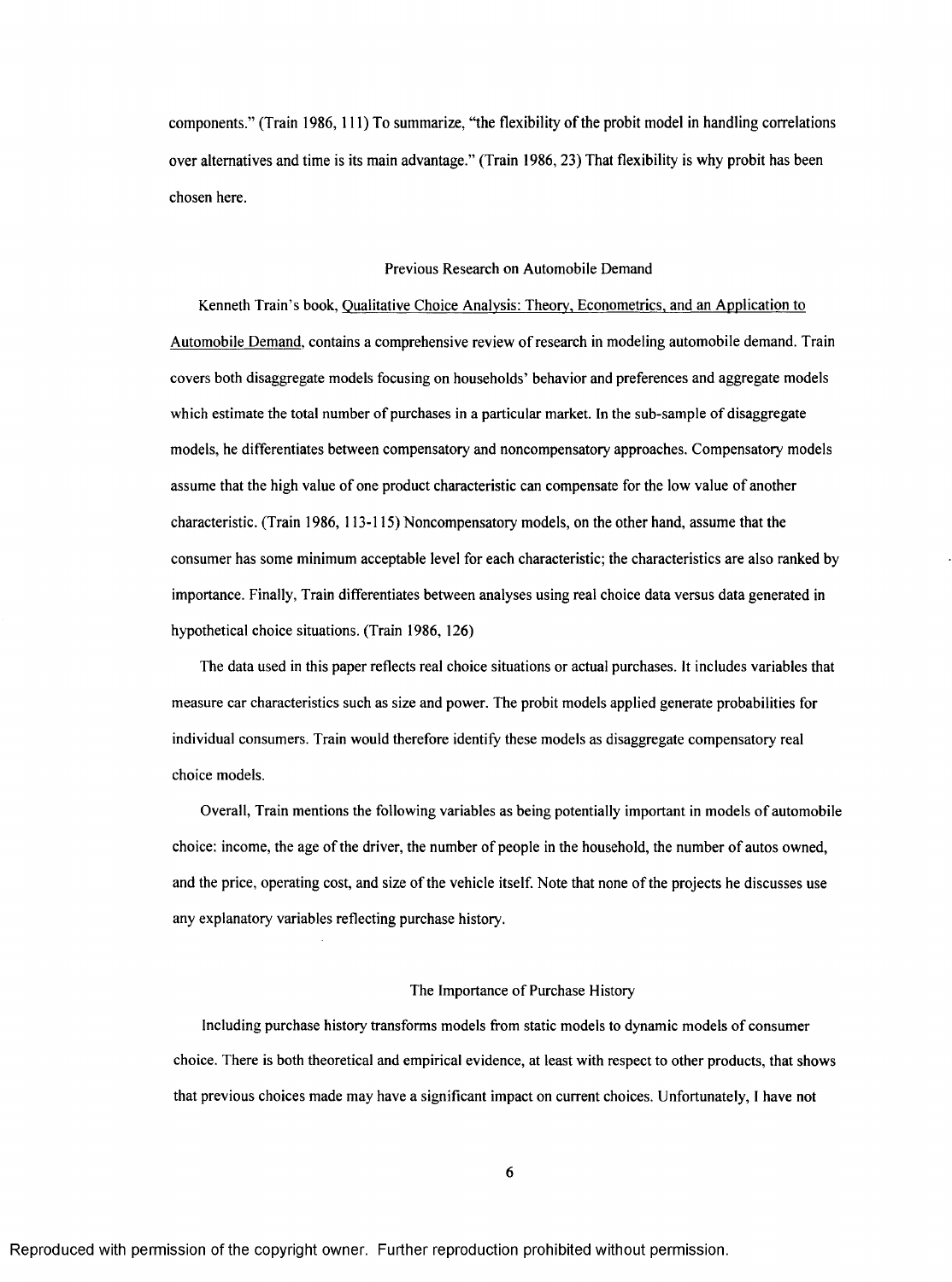components." (Train 1986, 111) To summarize, "the flexibility of the probit model in handling correlations over alternatives and time is its main advantage." (Train 1986, 23) That flexibility is why probit has been chosen here.

## Previous Research on Automobile Demand

Kenneth Train's book, Qualitative Choice Analysis: Theory, Econometrics, and an Application to Automobile Demand, contains a comprehensive review of research in modeling automobile demand. Train covers both disaggregate models focusing on households' behavior and preferences and aggregate models which estimate the total number of purchases in a particular market. In the sub-sample of disaggregate models, he differentiates between compensatory and noncompensatory approaches. Compensatory models assume that the high value of one product characteristic can compensate for the low value of another characteristic. (Train 1986, 113-115) Noncompensatory models, on the other hand, assume that the consumer has some minimum acceptable level for each characteristic; the characteristics are also ranked by importance. Finally, Train differentiates between analyses using real choice data versus data generated in hypothetical choice situations. (Train 1986, 126)

The data used in this paper reflects real choice situations or actual purchases. It includes variables that measure car characteristics such as size and power. The probit models applied generate probabilities for individual consumers. Train would therefore identify these models as disaggregate compensatory real choice models.

Overall, Train mentions the following variables as being potentially important in models of automobile choice: income, the age of the driver, the number of people in the household, the number of autos owned, and the price, operating cost, and size of the vehicle itself. Note that none of the projects he discusses use any explanatory variables reflecting purchase history.

## The Importance of Purchase History

Including purchase history transforms models from static models to dynamic models of consumer choice. There is both theoretical and empirical evidence, at least with respect to other products, that shows that previous choices made may have a significant impact on current choices. Unfortunately, I have not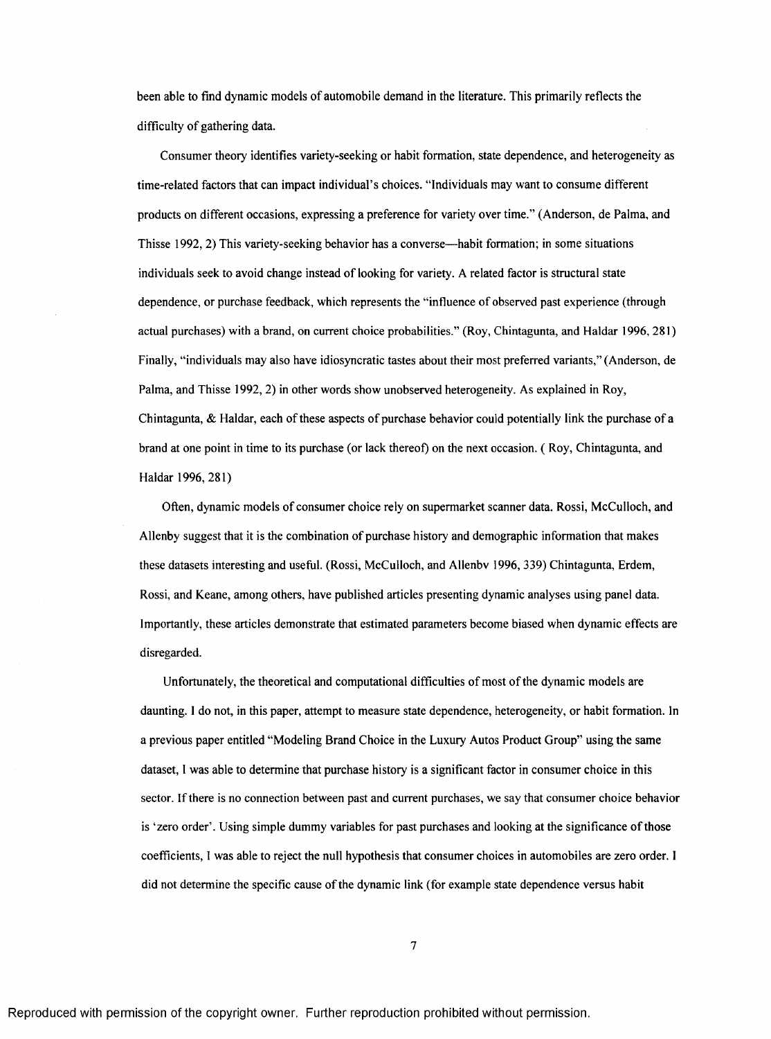been able to find dynamic models of automobile demand in the literature. This primarily reflects the difficulty of gathering data.

Consumer theory identifies variety-seeking or habit formation, state dependence, and heterogeneity as time-related factors that can impact individual's choices. "Individuals may want to consume different products on different occasions, expressing a preference for variety over time." (Anderson, de Palma, and Thisse 1992, 2) This variety-seeking behavior has a converse—habit formation; in some situations individuals seek to avoid change instead of looking for variety. A related factor is structural state dependence, or purchase feedback, which represents the "influence of observed past experience (through actual purchases) with a brand, on current choice probabilities." (Roy, Chintagunta, and Haldar 1996, 281) Finally, "individuals may also have idiosyncratic tastes about their most preferred variants," (Anderson, de Palma, and Thisse 1992, 2) in other words show unobserved heterogeneity. As explained in Roy, Chintagunta, & Haldar, each of these aspects of purchase behavior could potentially link the purchase of a brand at one point in time to its purchase (or lack thereof) on the next occasion. ( Roy, Chintagunta, and Haldar 1996, 281)

Often, dynamic models of consumer choice rely on supermarket scanner data. Rossi, McCulloch, and Allenby suggest that it is the combination of purchase history and demographic information that makes these datasets interesting and useful. (Rossi, McCulloch, and Allenbv 1996, 339) Chintagunta, Erdem, Rossi, and Keane, among others, have published articles presenting dynamic analyses using panel data. Importantly, these articles demonstrate that estimated parameters become biased when dynamic effects are disregarded.

Unfortunately, the theoretical and computational difficulties of most of the dynamic models are daunting. I do not, in this paper, attempt to measure state dependence, heterogeneity, or habit formation. In a previous paper entitled "Modeling Brand Choice in the Luxury Autos Product Group" using the same dataset, I was able to determine that purchase history is a significant factor in consumer choice in this sector. If there is no connection between past and current purchases, we say that consumer choice behavior is 'zero order'. Using simple dummy variables for past purchases and looking at the significance of those coefficients, I was able to reject the null hypothesis that consumer choices in automobiles are zero order. I did not determine the specific cause of the dynamic link (for example state dependence versus habit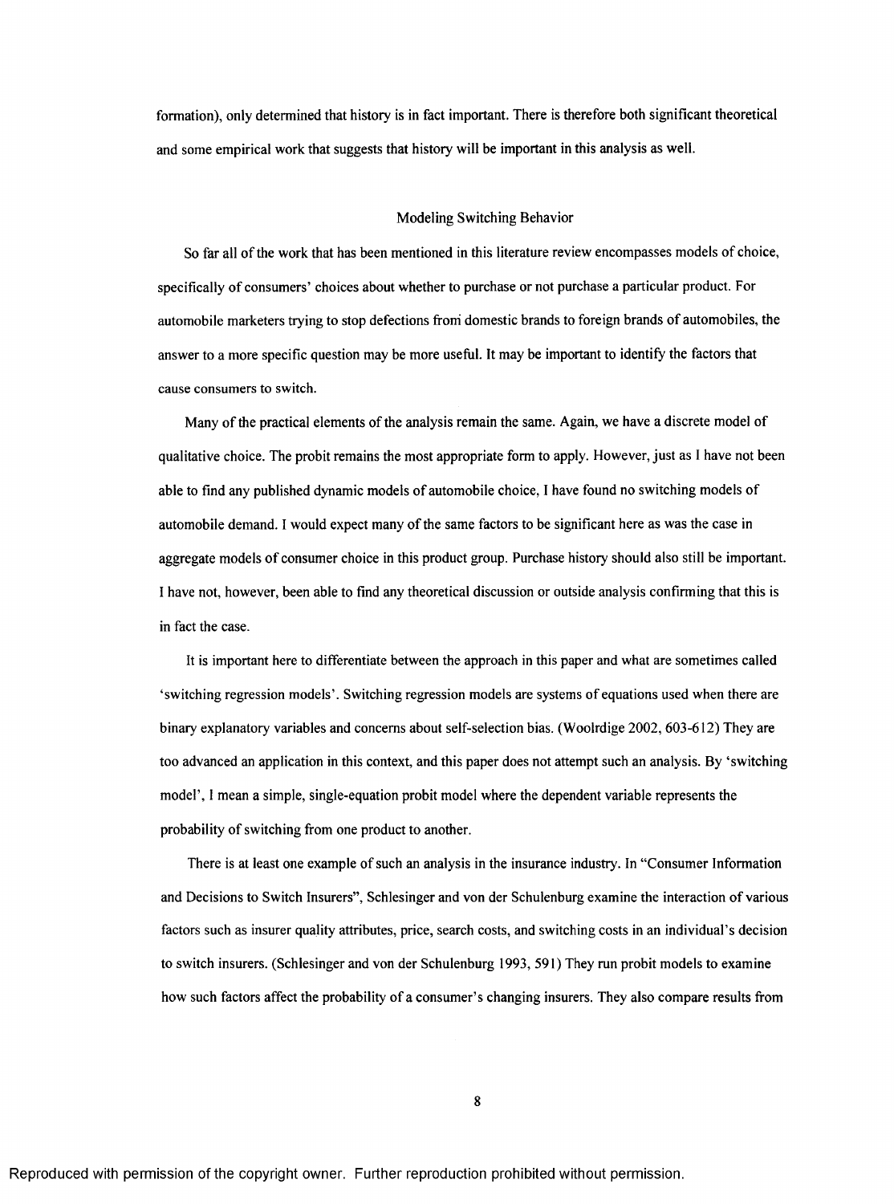formation), only determined that history is in fact important. There is therefore both significant theoretical and some empirical work that suggests that history will be important in this analysis as well.

## Modeling Switching Behavior

So far all of the work that has been mentioned in this literature review encompasses models of choice, specifically of consumers' choices about whether to purchase or not purchase a particular product. For automobile marketers trying to stop defections from domestic brands to foreign brands of automobiles, the answer to a more specific question may be more useful. It may be important to identify the factors that cause consumers to switch.

Many of the practical elements of the analysis remain the same. Again, we have a discrete model of qualitative choice. The probit remains the most appropriate form to apply. However, just as I have not been able to find any published dynamic models of automobile choice, I have found no switching models of automobile demand. I would expect many of the same factors to be significant here as was the case in aggregate models of consumer choice in this product group. Purchase history should also still be important. I have not, however, been able to find any theoretical discussion or outside analysis confirming that this is in fact the case.

It is important here to differentiate between the approach in this paper and what are sometimes called 'switching regression models'. Switching regression models are systems of equations used when there are binary explanatory variables and concerns about self-selection bias. (Woolrdige 2002, 603-612) They are too advanced an application in this context, and this paper does not attempt such an analysis. By 'switching model', I mean a simple, single-equation probit model where the dependent variable represents the probability of switching from one product to another.

There is at least one example of such an analysis in the insurance industry. In "Consumer Information and Decisions to Switch Insurers", Schlesinger and von der Schulenburg examine the interaction of various factors such as insurer quality attributes, price, search costs, and switching costs in an individual's decision to switch insurers. (Schlesinger and von der Schulenburg 1993, 591) They run probit models to examine how such factors affect the probability of a consumer's changing insurers. They also compare results from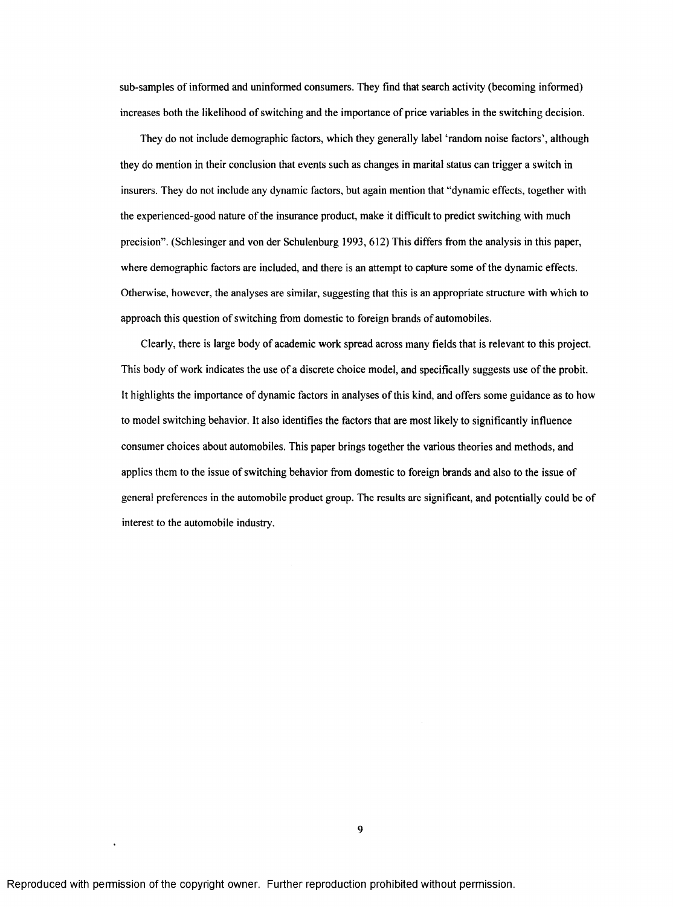sub-samples of informed and uninformed consumers. They find that search activity (becoming informed) increases both the likelihood of switching and the importance of price variables in the switching decision.

They do not include demographic factors, which they generally label 'random noise factors', although they do mention in their conclusion that events such as changes in marital status can trigger a switch in insurers. They do not include any dynamic factors, but again mention that "dynamic effects, together with the experienced-good nature of the insurance product, make it difficult to predict switching with much precision". (Schlesinger and von der Schulenburg 1993, 612) This differs from the analysis in this paper, where demographic factors are included, and there is an attempt to capture some of the dynamic effects. Otherwise, however, the analyses are similar, suggesting that this is an appropriate structure with which to approach this question of switching from domestic to foreign brands of automobiles.

Clearly, there is large body of academic work spread across many fields that is relevant to this project. This body of work indicates the use of a discrete choice model, and specifically suggests use of the probit. It highlights the importance of dynamic factors in analyses of this kind, and offers some guidance as to how to model switching behavior. It also identifies the factors that are most likely to significantly influence consumer choices about automobiles. This paper brings together the various theories and methods, and applies them to the issue of switching behavior from domestic to foreign brands and also to the issue of general preferences in the automobile product group. The results are significant, and potentially could be of interest to the automobile industry.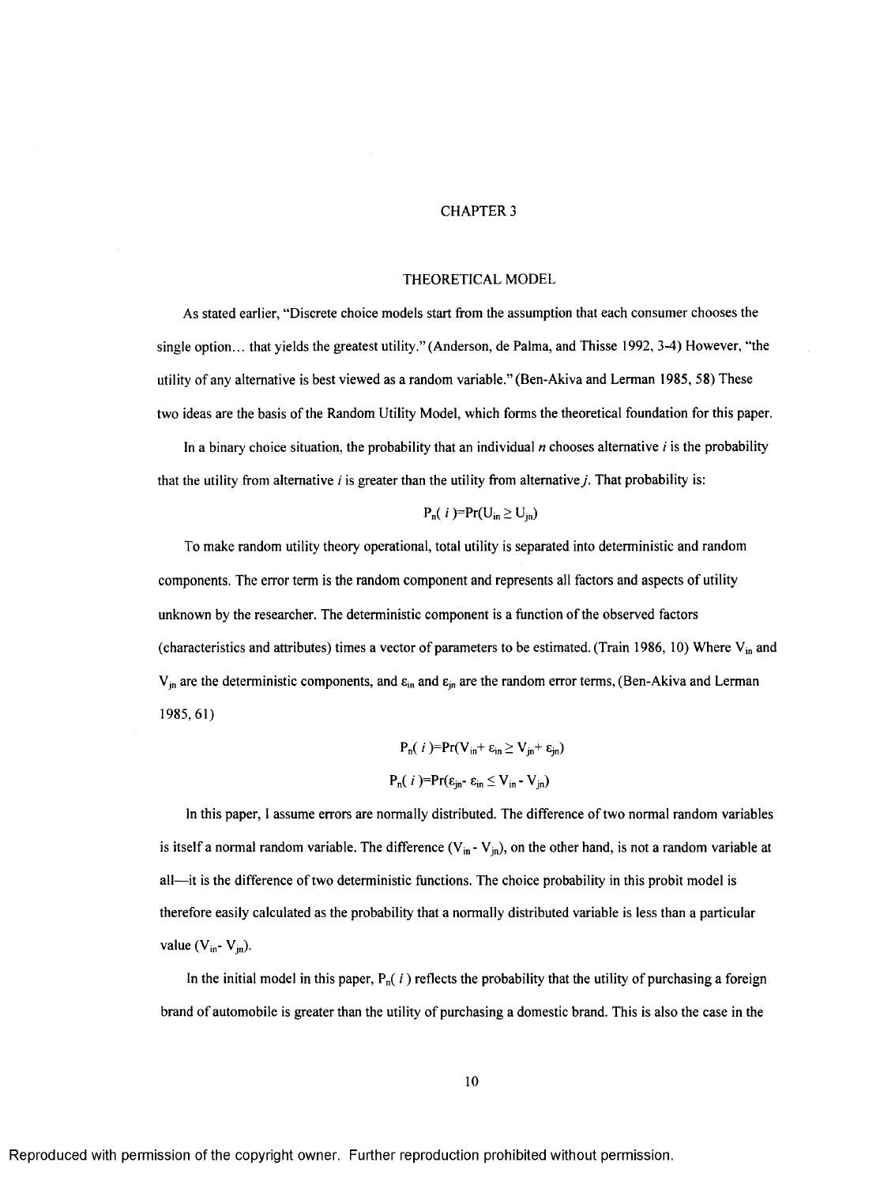# CHAPTER 3

## THEORETICAL MODEL

As stated earlier, "Discrete choice models start from the assumption that each consumer chooses the single option… that yields the greatest utility." (Anderson, de Palma, and Thisse 1992, 3-4) However, "the utility of any alternative is best viewed as a random variable." (Ben-Akiva and Lerman 1985, 58) These two ideas are the basis of the Random Utility Model, which forms the theoretical foundation for this paper.

In a binary choice situation, the probability that an individual $n$ chooses alternative $i$ is the probability that the utility from alternative $i$ is greater than the utility from alternative $j$. That probability is:

$$P_n(\, i\,)=\Pr(U_{in} \geq U_{jn})$$

To make random utility theory operational, total utility is separated into deterministic and random components. The error term is the random component and represents all factors and aspects of utility unknown by the researcher. The deterministic component is a function of the observed factors (characteristics and attributes) times a vector of parameters to be estimated. (Train 1986, 10) Where $V_{in}$ and $V_{jn}$ are the deterministic components, and $\varepsilon_{in}$ and $\varepsilon_{jn}$ are the random error terms, (Ben-Akiva and Lerman 1985, 61)

$$P_n(\, i\,)=\Pr(V_{in}+ \varepsilon_{in} \geq V_{jn}+ \varepsilon_{jn})$$

$$P_n(\, i\,)=\Pr(\varepsilon_{jn}- \varepsilon_{in} \leq V_{in} - V_{jn})$$

In this paper, I assume errors are normally distributed. The difference of two normal random variables is itself a normal random variable. The difference $(V_{in} - V_{jn})$, on the other hand, is not a random variable at all—it is the difference of two deterministic functions. The choice probability in this probit model is therefore easily calculated as the probability that a normally distributed variable is less than a particular value $(V_{in}- V_{jn})$.

In the initial model in this paper, $P_n(\, i\,)$ reflects the probability that the utility of purchasing a foreign brand of automobile is greater than the utility of purchasing a domestic brand. This is also the case in the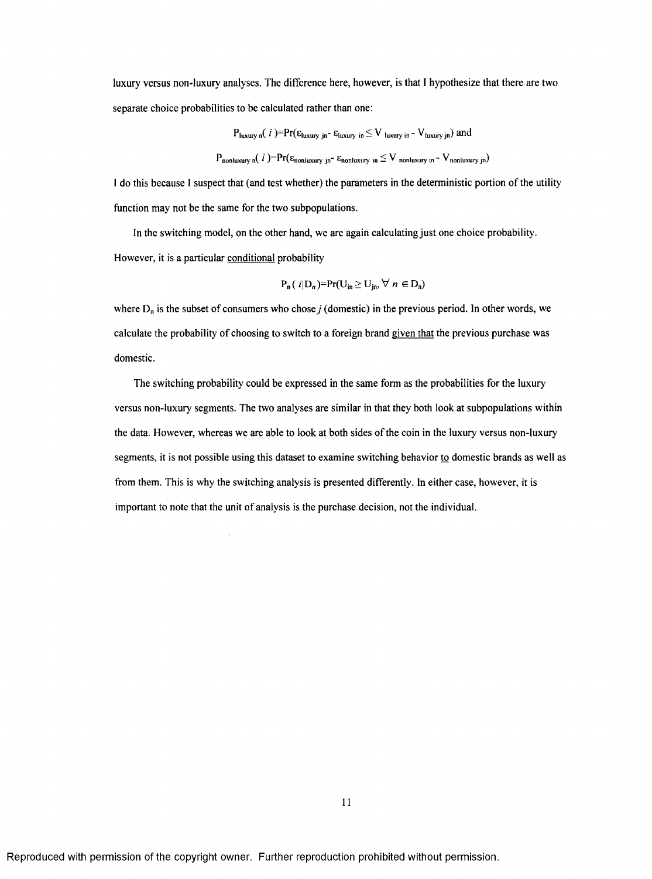luxury versus non-luxury analyses. The difference here, however, is that I hypothesize that there are two separate choice probabilities to be calculated rather than one:

$$P_{\text{luxury } n}( i )=\Pr(\varepsilon_{\text{luxury } jn}- \varepsilon_{\text{luxury } in} \leq V_{\text{luxury } in} - V_{\text{luxury } jn}) \text{ and}$$

$$P_{\text{nonluxury } n}( i )=\Pr(\varepsilon_{\text{nonluxury } jn}- \varepsilon_{\text{nonluxury } in} \leq V_{\text{nonluxury } in} - V_{\text{nonluxury } jn})$$

I do this because I suspect that (and test whether) the parameters in the deterministic portion of the utility function may not be the same for the two subpopulations.

In the switching model, on the other hand, we are again calculating just one choice probability. However, it is a particular <u>conditional</u> probability

$$P_n( i|D_n)=\Pr(U_{in} \geq U_{jn}, \forall\, n \in D_n)$$

where $D_n$ is the subset of consumers who chose $j$ (domestic) in the previous period. In other words, we calculate the probability of choosing to switch to a foreign brand <u>given that</u> the previous purchase was domestic.

The switching probability could be expressed in the same form as the probabilities for the luxury versus non-luxury segments. The two analyses are similar in that they both look at subpopulations within the data. However, whereas we are able to look at both sides of the coin in the luxury versus non-luxury segments, it is not possible using this dataset to examine switching behavior <u>to</u> domestic brands as well as from them. This is why the switching analysis is presented differently. In either case, however, it is important to note that the unit of analysis is the purchase decision, not the individual.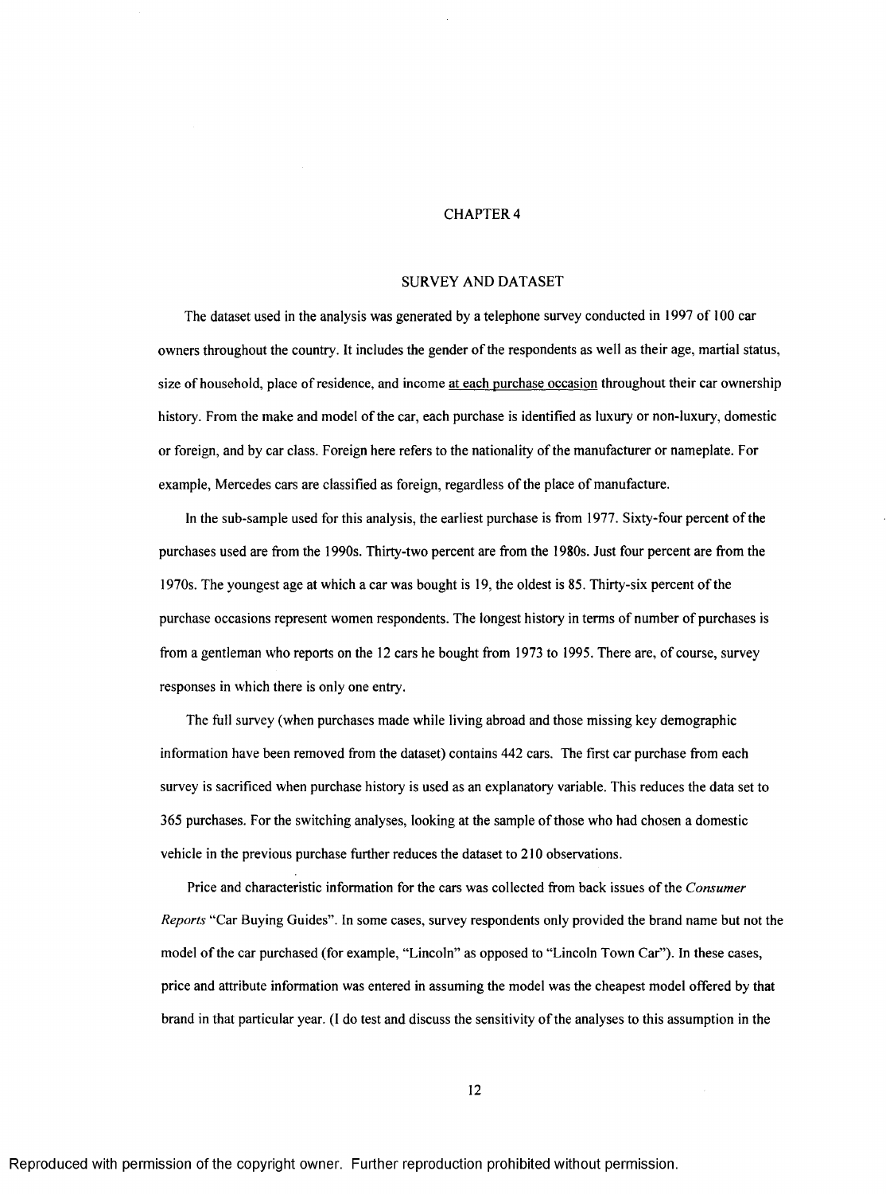# CHAPTER 4

## SURVEY AND DATASET

The dataset used in the analysis was generated by a telephone survey conducted in 1997 of 100 car owners throughout the country. It includes the gender of the respondents as well as their age, martial status, size of household, place of residence, and income <u>at each purchase occasion</u> throughout their car ownership history. From the make and model of the car, each purchase is identified as luxury or non-luxury, domestic or foreign, and by car class. Foreign here refers to the nationality of the manufacturer or nameplate. For example, Mercedes cars are classified as foreign, regardless of the place of manufacture.

In the sub-sample used for this analysis, the earliest purchase is from 1977. Sixty-four percent of the purchases used are from the 1990s. Thirty-two percent are from the 1980s. Just four percent are from the 1970s. The youngest age at which a car was bought is 19, the oldest is 85. Thirty-six percent of the purchase occasions represent women respondents. The longest history in terms of number of purchases is from a gentleman who reports on the 12 cars he bought from 1973 to 1995. There are, of course, survey responses in which there is only one entry.

The full survey (when purchases made while living abroad and those missing key demographic information have been removed from the dataset) contains 442 cars. The first car purchase from each survey is sacrificed when purchase history is used as an explanatory variable. This reduces the data set to 365 purchases. For the switching analyses, looking at the sample of those who had chosen a domestic vehicle in the previous purchase further reduces the dataset to 210 observations.

Price and characteristic information for the cars was collected from back issues of the *Consumer Reports* "Car Buying Guides". In some cases, survey respondents only provided the brand name but not the model of the car purchased (for example, "Lincoln" as opposed to "Lincoln Town Car"). In these cases, price and attribute information was entered in assuming the model was the cheapest model offered by that brand in that particular year. (I do test and discuss the sensitivity of the analyses to this assumption in the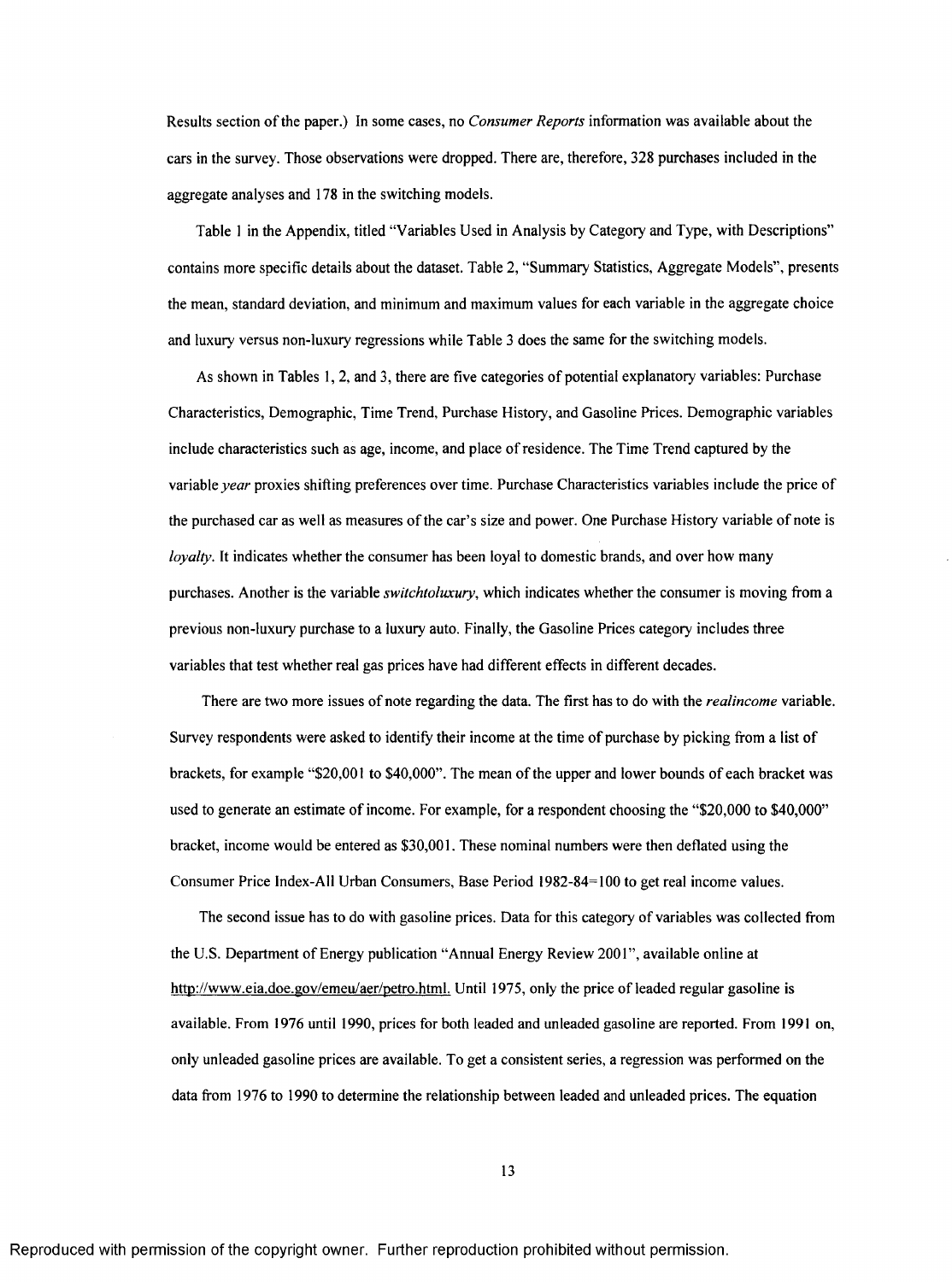Results section of the paper.) In some cases, no *Consumer Reports* information was available about the cars in the survey. Those observations were dropped. There are, therefore, 328 purchases included in the aggregate analyses and 178 in the switching models.

Table 1 in the Appendix, titled "Variables Used in Analysis by Category and Type, with Descriptions" contains more specific details about the dataset. Table 2, "Summary Statistics, Aggregate Models", presents the mean, standard deviation, and minimum and maximum values for each variable in the aggregate choice and luxury versus non-luxury regressions while Table 3 does the same for the switching models.

As shown in Tables 1, 2, and 3, there are five categories of potential explanatory variables: Purchase Characteristics, Demographic, Time Trend, Purchase History, and Gasoline Prices. Demographic variables include characteristics such as age, income, and place of residence. The Time Trend captured by the variable *year* proxies shifting preferences over time. Purchase Characteristics variables include the price of the purchased car as well as measures of the car's size and power. One Purchase History variable of note is *loyalty*. It indicates whether the consumer has been loyal to domestic brands, and over how many purchases. Another is the variable *switchtoluxury*, which indicates whether the consumer is moving from a previous non-luxury purchase to a luxury auto. Finally, the Gasoline Prices category includes three variables that test whether real gas prices have had different effects in different decades.

There are two more issues of note regarding the data. The first has to do with the *realincome* variable. Survey respondents were asked to identify their income at the time of purchase by picking from a list of brackets, for example "$20,001 to $40,000". The mean of the upper and lower bounds of each bracket was used to generate an estimate of income. For example, for a respondent choosing the "$20,000 to $40,000" bracket, income would be entered as $30,001. These nominal numbers were then deflated using the Consumer Price Index-All Urban Consumers, Base Period 1982-84=100 to get real income values.

The second issue has to do with gasoline prices. Data for this category of variables was collected from the U.S. Department of Energy publication "Annual Energy Review 2001", available online at http://www.eia.doe.gov/emeu/aer/petro.html. Until 1975, only the price of leaded regular gasoline is available. From 1976 until 1990, prices for both leaded and unleaded gasoline are reported. From 1991 on, only unleaded gasoline prices are available. To get a consistent series, a regression was performed on the data from 1976 to 1990 to determine the relationship between leaded and unleaded prices. The equation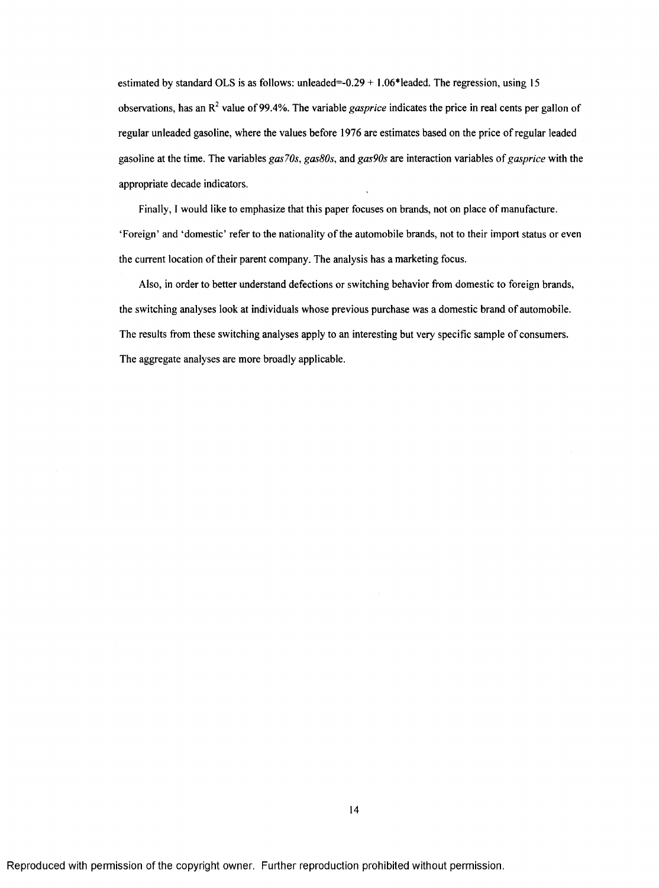estimated by standard OLS is as follows: unleaded=-0.29 + 1.06*leaded. The regression, using 15 observations, has an $R^2$ value of 99.4%. The variable *gasprice* indicates the price in real cents per gallon of regular unleaded gasoline, where the values before 1976 are estimates based on the price of regular leaded gasoline at the time. The variables *gas70s*, *gas80s*, and *gas90s* are interaction variables of *gasprice* with the appropriate decade indicators.

Finally, I would like to emphasize that this paper focuses on brands, not on place of manufacture. 'Foreign' and 'domestic' refer to the nationality of the automobile brands, not to their import status or even the current location of their parent company. The analysis has a marketing focus.

Also, in order to better understand defections or switching behavior from domestic to foreign brands, the switching analyses look at individuals whose previous purchase was a domestic brand of automobile. The results from these switching analyses apply to an interesting but very specific sample of consumers. The aggregate analyses are more broadly applicable.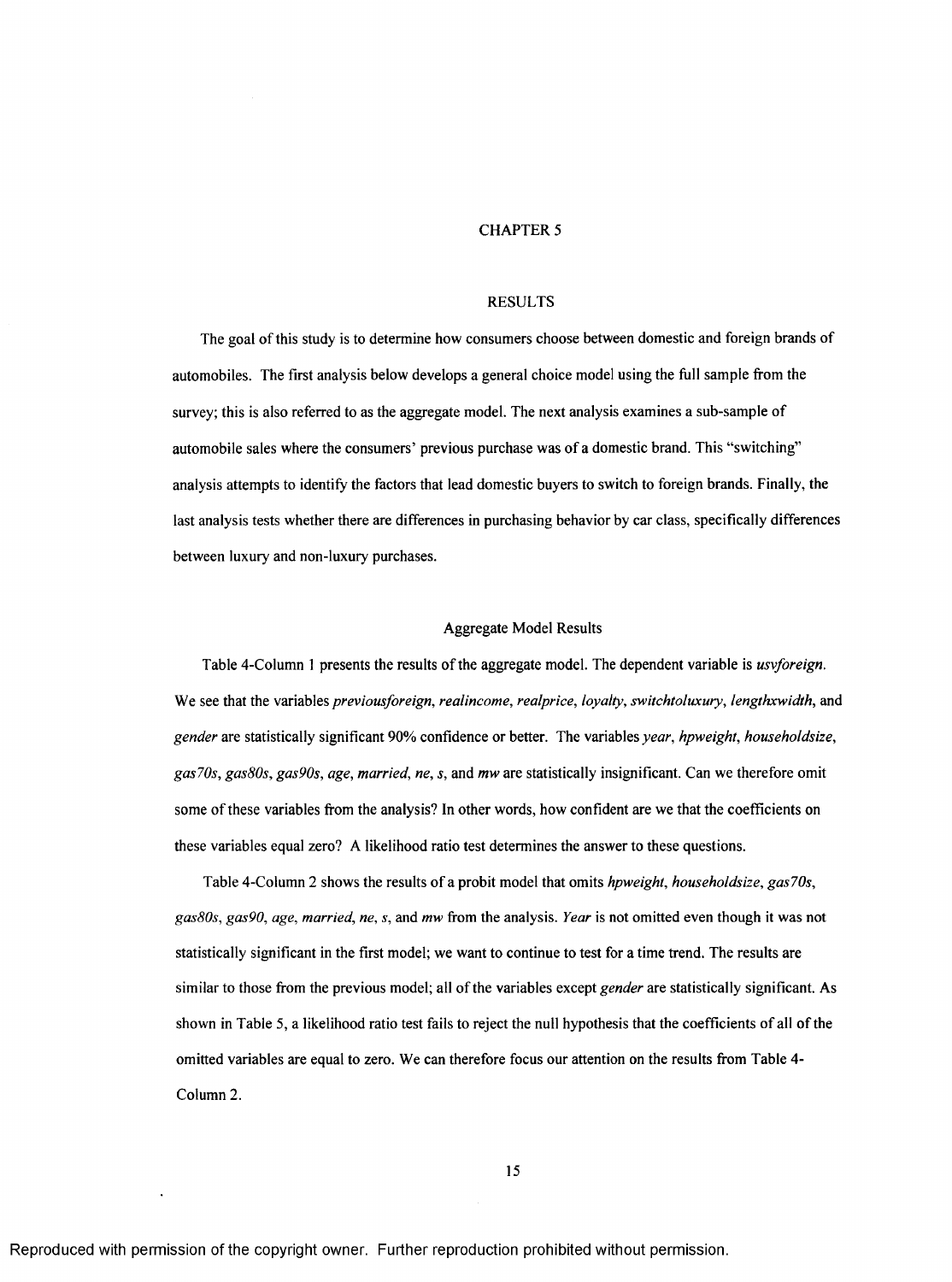# CHAPTER 5

## RESULTS

The goal of this study is to determine how consumers choose between domestic and foreign brands of automobiles. The first analysis below develops a general choice model using the full sample from the survey; this is also referred to as the aggregate model. The next analysis examines a sub-sample of automobile sales where the consumers' previous purchase was of a domestic brand. This "switching" analysis attempts to identify the factors that lead domestic buyers to switch to foreign brands. Finally, the last analysis tests whether there are differences in purchasing behavior by car class, specifically differences between luxury and non-luxury purchases.

### Aggregate Model Results

Table 4-Column 1 presents the results of the aggregate model. The dependent variable is *usvforeign*. We see that the variables *previousforeign*, *realincome*, *realprice*, *loyalty*, *switchtoluxury*, *lengthxwidth*, and *gender* are statistically significant 90% confidence or better. The variables *year*, *hpweight*, *householdsize*, *gas70s*, *gas80s*, *gas90s*, *age*, *married*, *ne*, *s*, and *mw* are statistically insignificant. Can we therefore omit some of these variables from the analysis? In other words, how confident are we that the coefficients on these variables equal zero? A likelihood ratio test determines the answer to these questions.

Table 4-Column 2 shows the results of a probit model that omits *hpweight*, *householdsize*, *gas70s*, *gas80s*, *gas90*, *age*, *married*, *ne*, *s*, and *mw* from the analysis. *Year* is not omitted even though it was not statistically significant in the first model; we want to continue to test for a time trend. The results are similar to those from the previous model; all of the variables except *gender* are statistically significant. As shown in Table 5, a likelihood ratio test fails to reject the null hypothesis that the coefficients of all of the omitted variables are equal to zero. We can therefore focus our attention on the results from Table 4-Column 2.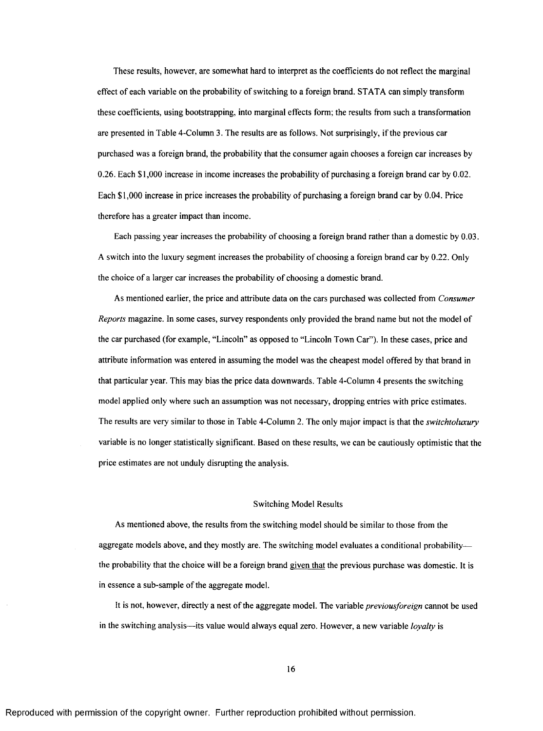These results, however, are somewhat hard to interpret as the coefficients do not reflect the marginal effect of each variable on the probability of switching to a foreign brand. STATA can simply transform these coefficients, using bootstrapping, into marginal effects form; the results from such a transformation are presented in Table 4-Column 3. The results are as follows. Not surprisingly, if the previous car purchased was a foreign brand, the probability that the consumer again chooses a foreign car increases by 0.26. Each $1,000 increase in income increases the probability of purchasing a foreign brand car by 0.02. Each $1,000 increase in price increases the probability of purchasing a foreign brand car by 0.04. Price therefore has a greater impact than income.

Each passing year increases the probability of choosing a foreign brand rather than a domestic by 0.03. A switch into the luxury segment increases the probability of choosing a foreign brand car by 0.22. Only the choice of a larger car increases the probability of choosing a domestic brand.

As mentioned earlier, the price and attribute data on the cars purchased was collected from *Consumer Reports* magazine. In some cases, survey respondents only provided the brand name but not the model of the car purchased (for example, "Lincoln" as opposed to "Lincoln Town Car"). In these cases, price and attribute information was entered in assuming the model was the cheapest model offered by that brand in that particular year. This may bias the price data downwards. Table 4-Column 4 presents the switching model applied only where such an assumption was not necessary, dropping entries with price estimates. The results are very similar to those in Table 4-Column 2. The only major impact is that the *switchtoluxury* variable is no longer statistically significant. Based on these results, we can be cautiously optimistic that the price estimates are not unduly disrupting the analysis.

## Switching Model Results

As mentioned above, the results from the switching model should be similar to those from the aggregate models above, and they mostly are. The switching model evaluates a conditional probability—the probability that the choice will be a foreign brand <u>given that</u> the previous purchase was domestic. It is in essence a sub-sample of the aggregate model.

It is not, however, directly a nest of the aggregate model. The variable *previousforeign* cannot be used in the switching analysis—its value would always equal zero. However, a new variable *loyalty* is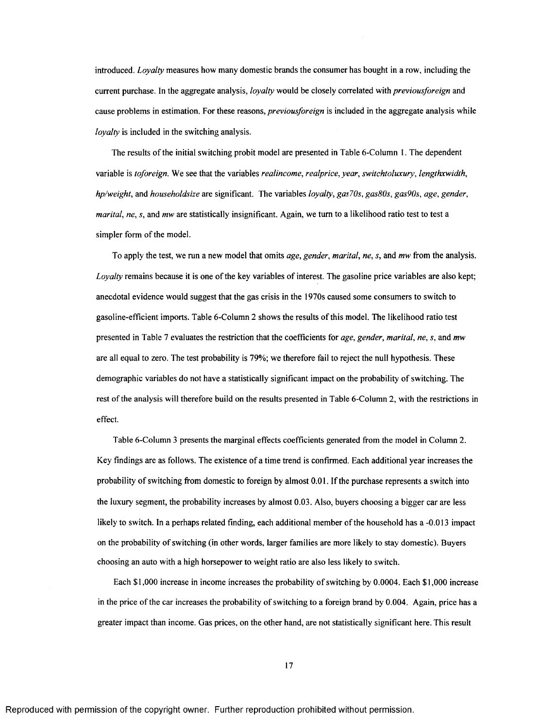introduced. *Loyalty* measures how many domestic brands the consumer has bought in a row, including the current purchase. In the aggregate analysis, *loyalty* would be closely correlated with *previousforeign* and cause problems in estimation. For these reasons, *previousforeign* is included in the aggregate analysis while *loyalty* is included in the switching analysis.

The results of the initial switching probit model are presented in Table 6-Column 1. The dependent variable is *toforeign*. We see that the variables *realincome*, *realprice*, *year*, *switchtoluxury*, *lengthxwidth*, *hp/weight*, and *householdsize* are significant. The variables *loyalty*, *gas70s*, *gas80s*, *gas90s*, *age*, *gender*, *marital*, *ne*, *s*, and *mw* are statistically insignificant. Again, we turn to a likelihood ratio test to test a simpler form of the model.

To apply the test, we run a new model that omits *age*, *gender*, *marital*, *ne*, *s*, and *mw* from the analysis. *Loyalty* remains because it is one of the key variables of interest. The gasoline price variables are also kept; anecdotal evidence would suggest that the gas crisis in the 1970s caused some consumers to switch to gasoline-efficient imports. Table 6-Column 2 shows the results of this model. The likelihood ratio test presented in Table 7 evaluates the restriction that the coefficients for *age*, *gender*, *marital*, *ne*, *s*, and *mw* are all equal to zero. The test probability is 79%; we therefore fail to reject the null hypothesis. These demographic variables do not have a statistically significant impact on the probability of switching. The rest of the analysis will therefore build on the results presented in Table 6-Column 2, with the restrictions in effect.

Table 6-Column 3 presents the marginal effects coefficients generated from the model in Column 2. Key findings are as follows. The existence of a time trend is confirmed. Each additional year increases the probability of switching from domestic to foreign by almost 0.01. If the purchase represents a switch into the luxury segment, the probability increases by almost 0.03. Also, buyers choosing a bigger car are less likely to switch. In a perhaps related finding, each additional member of the household has a -0.013 impact on the probability of switching (in other words, larger families are more likely to stay domestic). Buyers choosing an auto with a high horsepower to weight ratio are also less likely to switch.

Each $1,000 increase in income increases the probability of switching by 0.0004. Each $1,000 increase in the price of the car increases the probability of switching to a foreign brand by 0.004. Again, price has a greater impact than income. Gas prices, on the other hand, are not statistically significant here. This result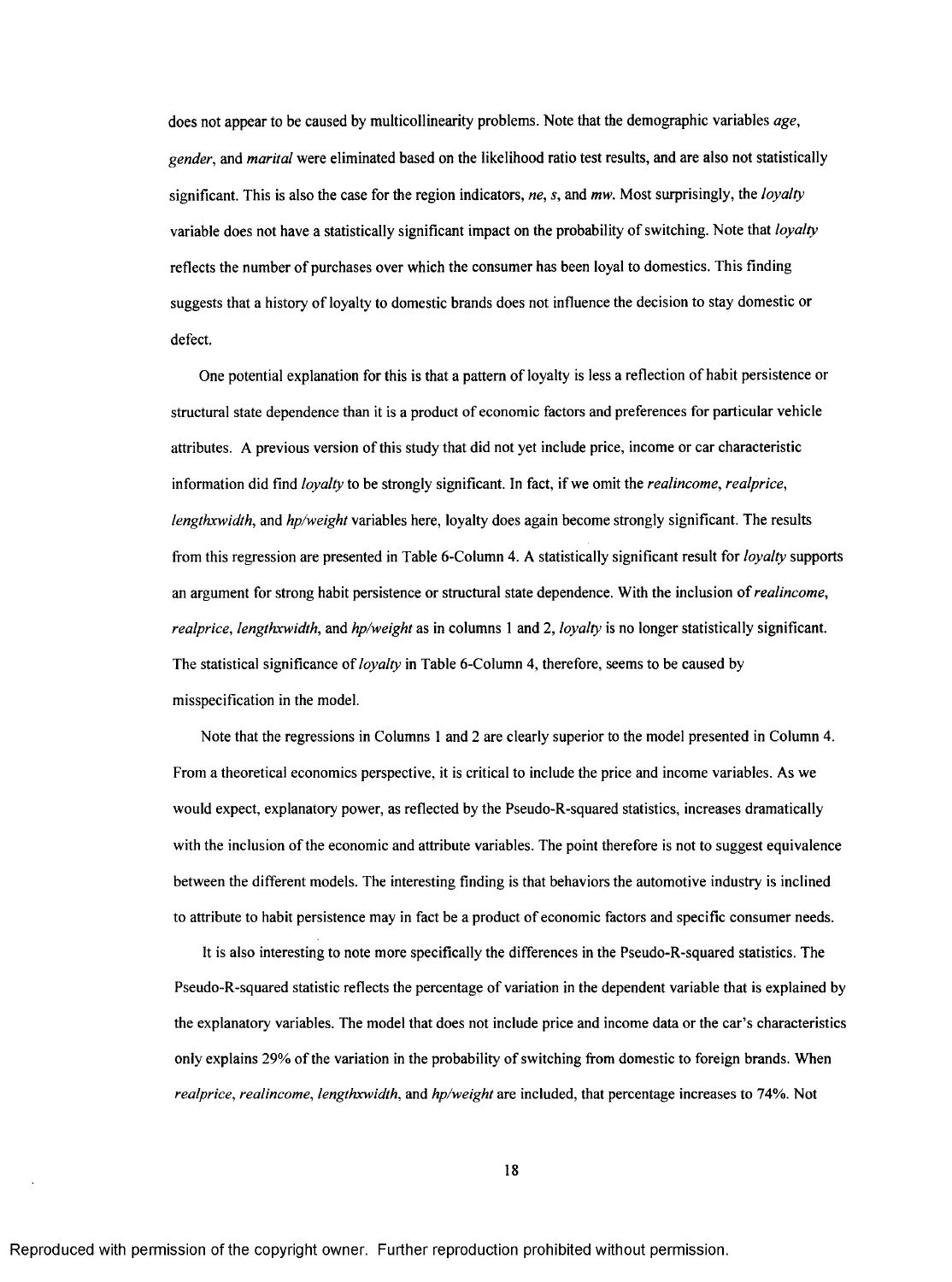does not appear to be caused by multicollinearity problems. Note that the demographic variables *age*, *gender*, and *marital* were eliminated based on the likelihood ratio test results, and are also not statistically significant. This is also the case for the region indicators, *ne*, *s*, and *mw*. Most surprisingly, the *loyalty* variable does not have a statistically significant impact on the probability of switching. Note that *loyalty* reflects the number of purchases over which the consumer has been loyal to domestics. This finding suggests that a history of loyalty to domestic brands does not influence the decision to stay domestic or defect.

One potential explanation for this is that a pattern of loyalty is less a reflection of habit persistence or structural state dependence than it is a product of economic factors and preferences for particular vehicle attributes. A previous version of this study that did not yet include price, income or car characteristic information did find *loyalty* to be strongly significant. In fact, if we omit the *realincome*, *realprice*, *lengthxwidth*, and *hp/weight* variables here, loyalty does again become strongly significant. The results from this regression are presented in Table 6-Column 4. A statistically significant result for *loyalty* supports an argument for strong habit persistence or structural state dependence. With the inclusion of *realincome*, *realprice*, *lengthxwidth*, and *hp/weight* as in columns 1 and 2, *loyalty* is no longer statistically significant. The statistical significance of *loyalty* in Table 6-Column 4, therefore, seems to be caused by misspecification in the model.

Note that the regressions in Columns 1 and 2 are clearly superior to the model presented in Column 4. From a theoretical economics perspective, it is critical to include the price and income variables. As we would expect, explanatory power, as reflected by the Pseudo-R-squared statistics, increases dramatically with the inclusion of the economic and attribute variables. The point therefore is not to suggest equivalence between the different models. The interesting finding is that behaviors the automotive industry is inclined to attribute to habit persistence may in fact be a product of economic factors and specific consumer needs.

It is also interesting to note more specifically the differences in the Pseudo-R-squared statistics. The Pseudo-R-squared statistic reflects the percentage of variation in the dependent variable that is explained by the explanatory variables. The model that does not include price and income data or the car's characteristics only explains 29% of the variation in the probability of switching from domestic to foreign brands. When *realprice*, *realincome*, *lengthxwidth*, and *hp/weight* are included, that percentage increases to 74%. Not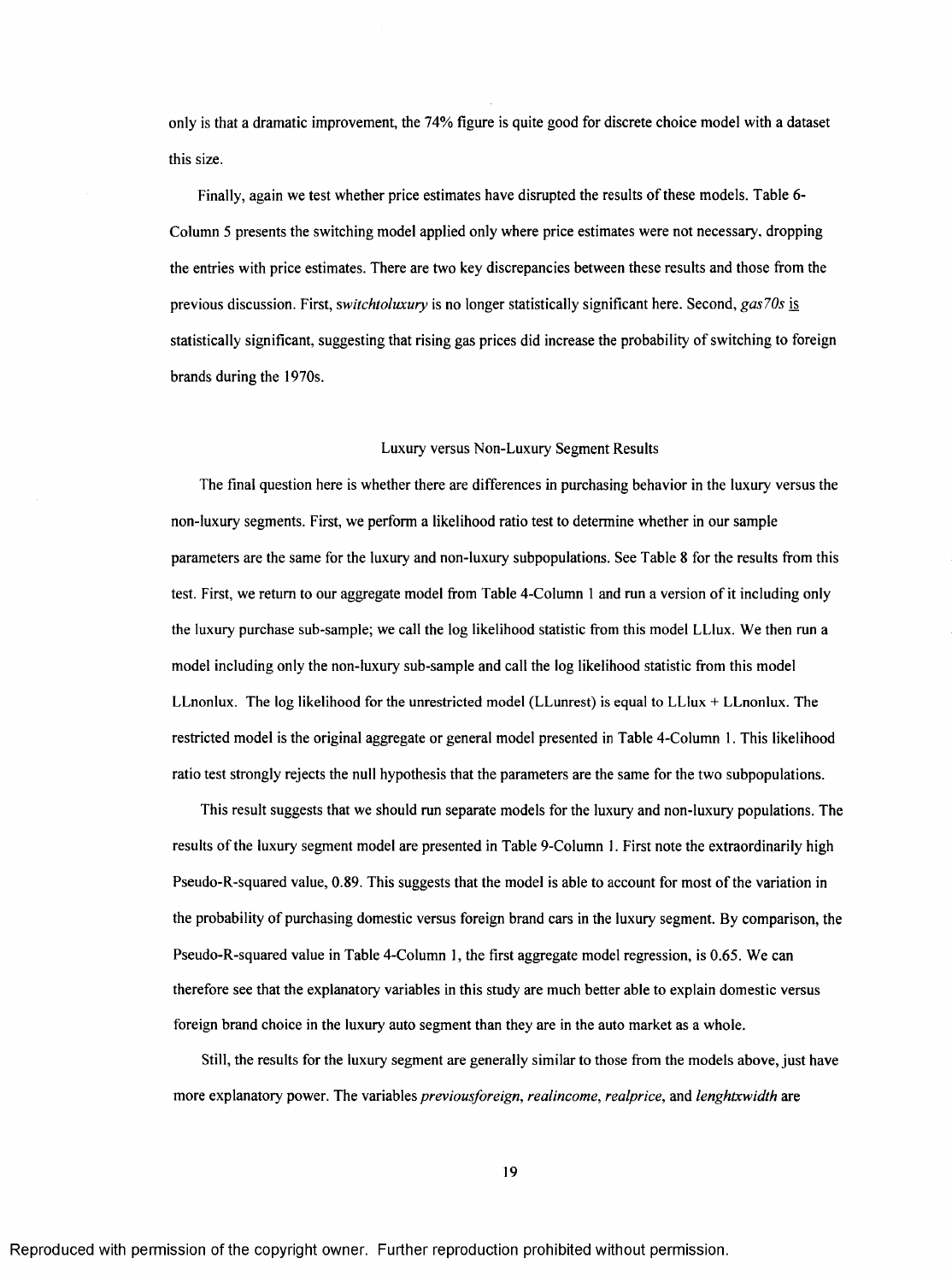only is that a dramatic improvement, the 74% figure is quite good for discrete choice model with a dataset this size.

Finally, again we test whether price estimates have disrupted the results of these models. Table 6-Column 5 presents the switching model applied only where price estimates were not necessary, dropping the entries with price estimates. There are two key discrepancies between these results and those from the previous discussion. First, *switchtoluxury* is no longer statistically significant here. Second, *gas70s* <u>is</u> statistically significant, suggesting that rising gas prices did increase the probability of switching to foreign brands during the 1970s.

## Luxury versus Non-Luxury Segment Results

The final question here is whether there are differences in purchasing behavior in the luxury versus the non-luxury segments. First, we perform a likelihood ratio test to determine whether in our sample parameters are the same for the luxury and non-luxury subpopulations. See Table 8 for the results from this test. First, we return to our aggregate model from Table 4-Column 1 and run a version of it including only the luxury purchase sub-sample; we call the log likelihood statistic from this model LLlux. We then run a model including only the non-luxury sub-sample and call the log likelihood statistic from this model LLnonlux. The log likelihood for the unrestricted model (LLunrest) is equal to LLlux + LLnonlux. The restricted model is the original aggregate or general model presented in Table 4-Column 1. This likelihood ratio test strongly rejects the null hypothesis that the parameters are the same for the two subpopulations.

This result suggests that we should run separate models for the luxury and non-luxury populations. The results of the luxury segment model are presented in Table 9-Column 1. First note the extraordinarily high Pseudo-R-squared value, 0.89. This suggests that the model is able to account for most of the variation in the probability of purchasing domestic versus foreign brand cars in the luxury segment. By comparison, the Pseudo-R-squared value in Table 4-Column 1, the first aggregate model regression, is 0.65. We can therefore see that the explanatory variables in this study are much better able to explain domestic versus foreign brand choice in the luxury auto segment than they are in the auto market as a whole.

Still, the results for the luxury segment are generally similar to those from the models above, just have more explanatory power. The variables *previousforeign*, *realincome*, *realprice*, and *lenghtxwidth* are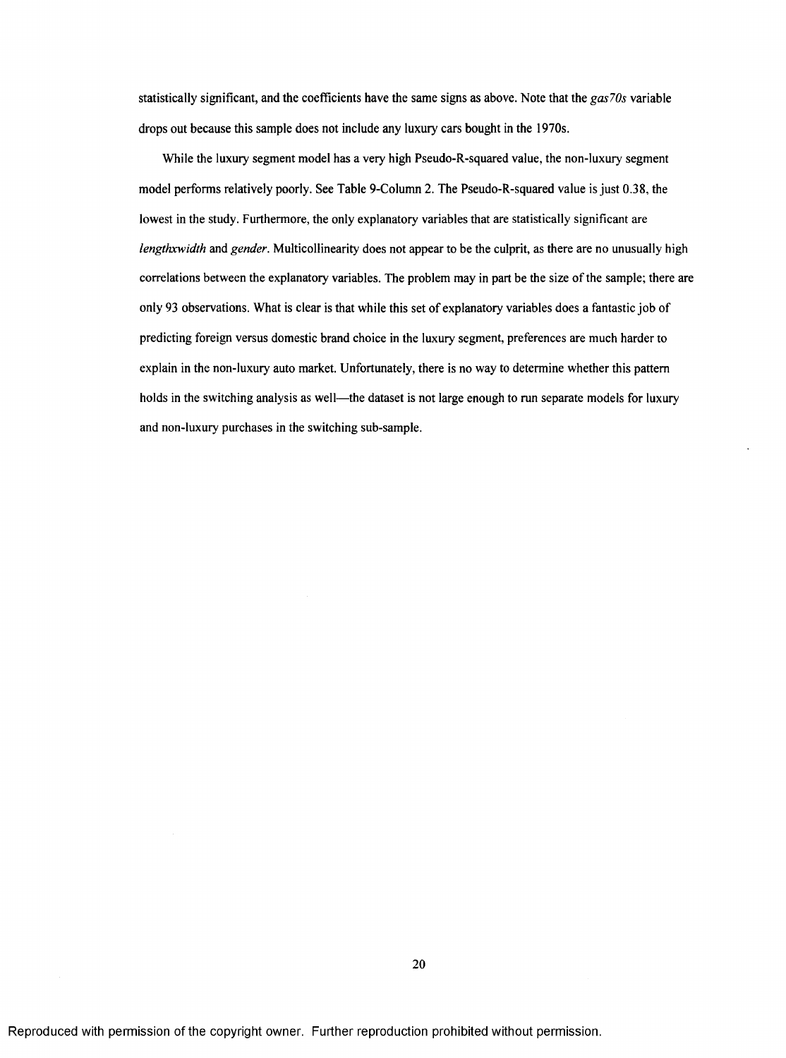statistically significant, and the coefficients have the same signs as above. Note that the *gas70s* variable drops out because this sample does not include any luxury cars bought in the 1970s.

While the luxury segment model has a very high Pseudo-R-squared value, the non-luxury segment model performs relatively poorly. See Table 9-Column 2. The Pseudo-R-squared value is just 0.38, the lowest in the study. Furthermore, the only explanatory variables that are statistically significant are *lengthxwidth* and *gender*. Multicollinearity does not appear to be the culprit, as there are no unusually high correlations between the explanatory variables. The problem may in part be the size of the sample; there are only 93 observations. What is clear is that while this set of explanatory variables does a fantastic job of predicting foreign versus domestic brand choice in the luxury segment, preferences are much harder to explain in the non-luxury auto market. Unfortunately, there is no way to determine whether this pattern holds in the switching analysis as well—the dataset is not large enough to run separate models for luxury and non-luxury purchases in the switching sub-sample.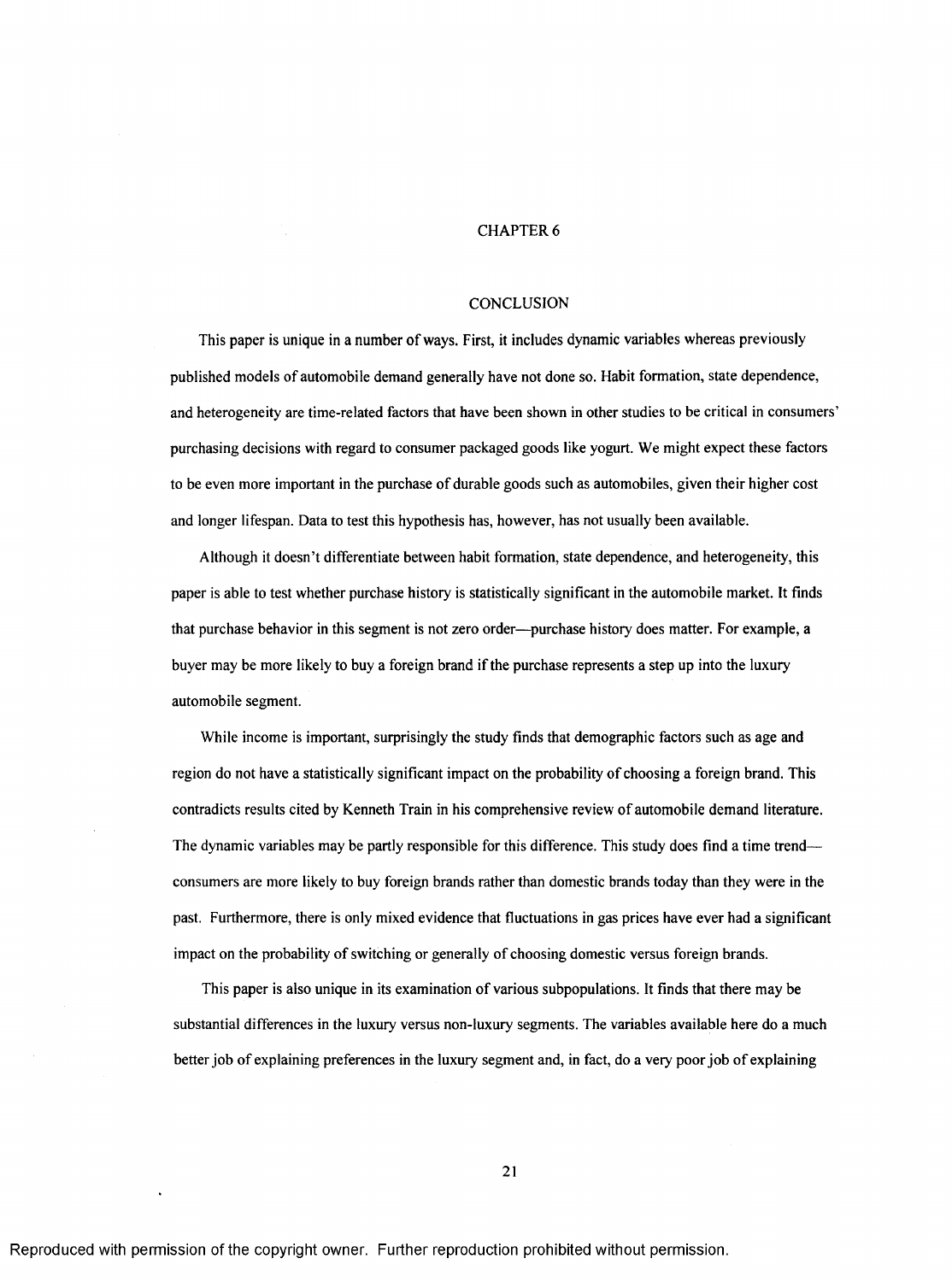# CHAPTER 6

## CONCLUSION

This paper is unique in a number of ways. First, it includes dynamic variables whereas previously published models of automobile demand generally have not done so. Habit formation, state dependence, and heterogeneity are time-related factors that have been shown in other studies to be critical in consumers' purchasing decisions with regard to consumer packaged goods like yogurt. We might expect these factors to be even more important in the purchase of durable goods such as automobiles, given their higher cost and longer lifespan. Data to test this hypothesis has, however, has not usually been available.

Although it doesn't differentiate between habit formation, state dependence, and heterogeneity, this paper is able to test whether purchase history is statistically significant in the automobile market. It finds that purchase behavior in this segment is not zero order—purchase history does matter. For example, a buyer may be more likely to buy a foreign brand if the purchase represents a step up into the luxury automobile segment.

While income is important, surprisingly the study finds that demographic factors such as age and region do not have a statistically significant impact on the probability of choosing a foreign brand. This contradicts results cited by Kenneth Train in his comprehensive review of automobile demand literature. The dynamic variables may be partly responsible for this difference. This study does find a time trend—consumers are more likely to buy foreign brands rather than domestic brands today than they were in the past. Furthermore, there is only mixed evidence that fluctuations in gas prices have ever had a significant impact on the probability of switching or generally of choosing domestic versus foreign brands.

This paper is also unique in its examination of various subpopulations. It finds that there may be substantial differences in the luxury versus non-luxury segments. The variables available here do a much better job of explaining preferences in the luxury segment and, in fact, do a very poor job of explaining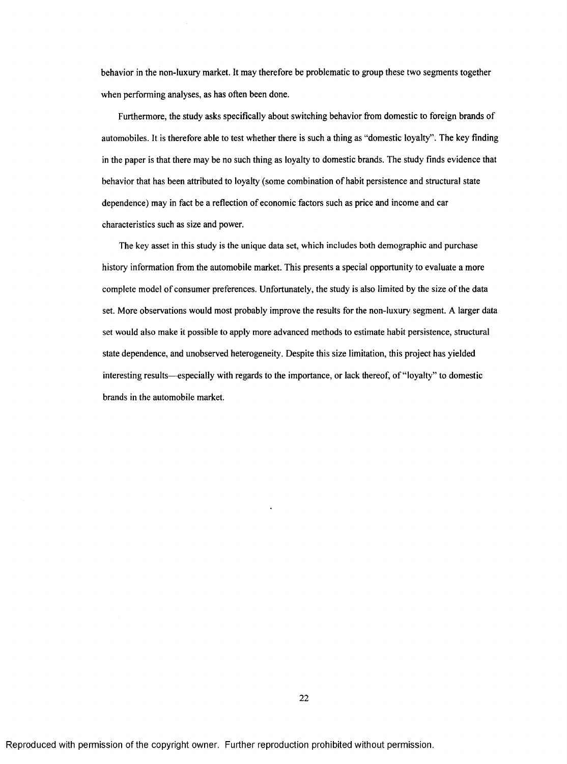behavior in the non-luxury market. It may therefore be problematic to group these two segments together when performing analyses, as has often been done.

Furthermore, the study asks specifically about switching behavior from domestic to foreign brands of automobiles. It is therefore able to test whether there is such a thing as "domestic loyalty". The key finding in the paper is that there may be no such thing as loyalty to domestic brands. The study finds evidence that behavior that has been attributed to loyalty (some combination of habit persistence and structural state dependence) may in fact be a reflection of economic factors such as price and income and car characteristics such as size and power.

The key asset in this study is the unique data set, which includes both demographic and purchase history information from the automobile market. This presents a special opportunity to evaluate a more complete model of consumer preferences. Unfortunately, the study is also limited by the size of the data set. More observations would most probably improve the results for the non-luxury segment. A larger data set would also make it possible to apply more advanced methods to estimate habit persistence, structural state dependence, and unobserved heterogeneity. Despite this size limitation, this project has yielded interesting results—especially with regards to the importance, or lack thereof, of "loyalty" to domestic brands in the automobile market.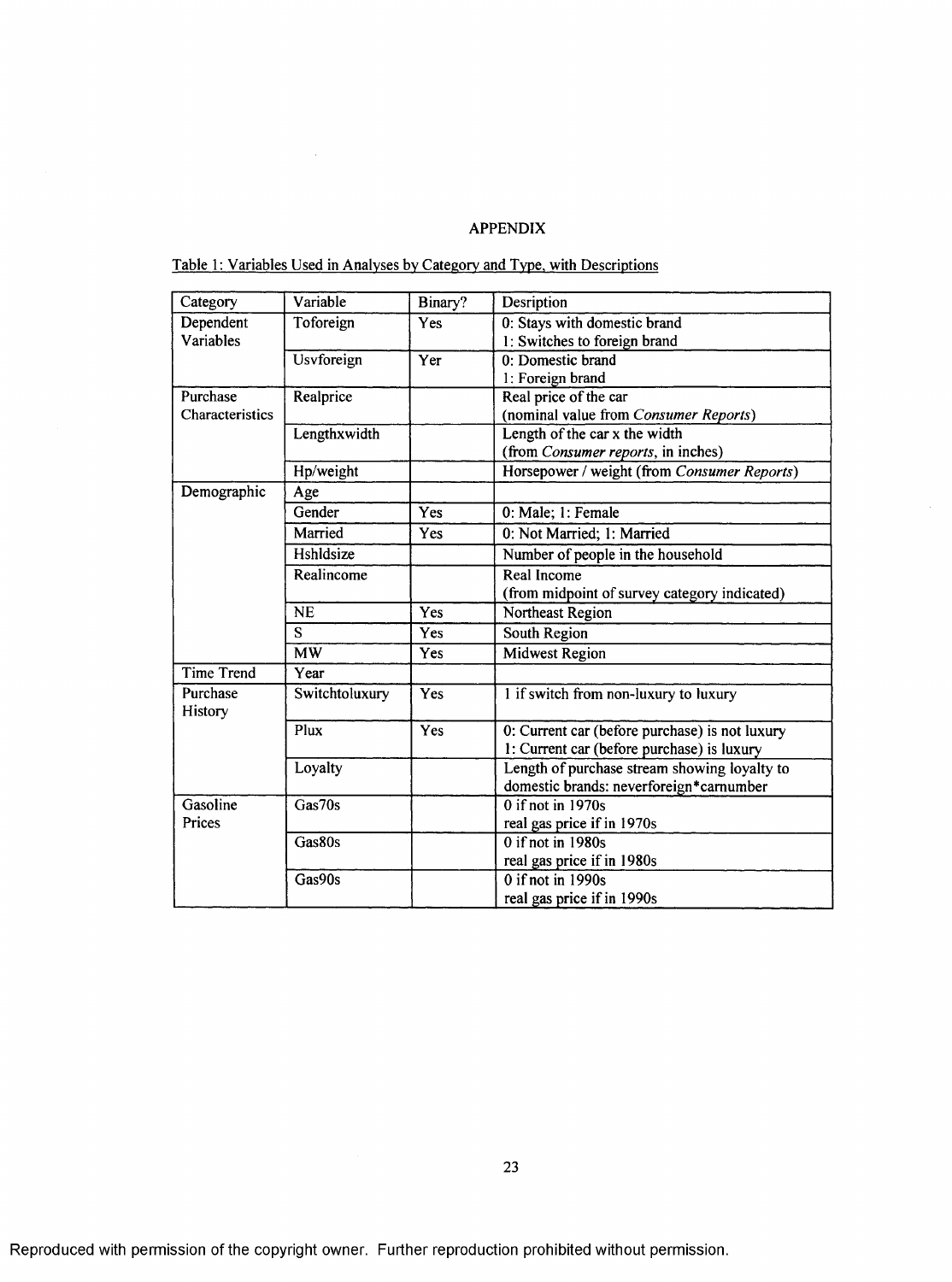# APPENDIX

Table 1: Variables Used in Analyses by Category and Type, with Descriptions

| Category | Variable | Binary? | Desription |
|---|---|---|---|
| Dependent Variables | Toforeign | Yes | 0: Stays with domestic brand<br>1: Switches to foreign brand |
| | Usvforeign | Yer | 0: Domestic brand<br>1: Foreign brand |
| Purchase Characteristics | Realprice | | Real price of the car<br>(nominal value from *Consumer Reports*) |
| | Lengthxwidth | | Length of the car x the width<br>(from *Consumer reports*, in inches) |
| | Hp/weight | | Horsepower / weight (from *Consumer Reports*) |
| Demographic | Age | | |
| | Gender | Yes | 0: Male; 1: Female |
| | Married | Yes | 0: Not Married; 1: Married |
| | Hshldsize | | Number of people in the household |
| | Realincome | | Real Income<br>(from midpoint of survey category indicated) |
| | NE | Yes | Northeast Region |
| | S | Yes | South Region |
| | MW | Yes | Midwest Region |
| Time Trend | Year | | |
| Purchase History | Switchtoluxury | Yes | 1 if switch from non-luxury to luxury |
| | Plux | Yes | 0: Current car (before purchase) is not luxury<br>1: Current car (before purchase) is luxury |
| | Loyalty | | Length of purchase stream showing loyalty to domestic brands: neverforeign*carnumber |
| Gasoline Prices | Gas70s | | 0 if not in 1970s<br>real gas price if in 1970s |
| | Gas80s | | 0 if not in 1980s<br>real gas price if in 1980s |
| | Gas90s | | 0 if not in 1990s<br>real gas price if in 1990s |

Reproduced with permission of the copyright owner. Further reproduction prohibited without permission.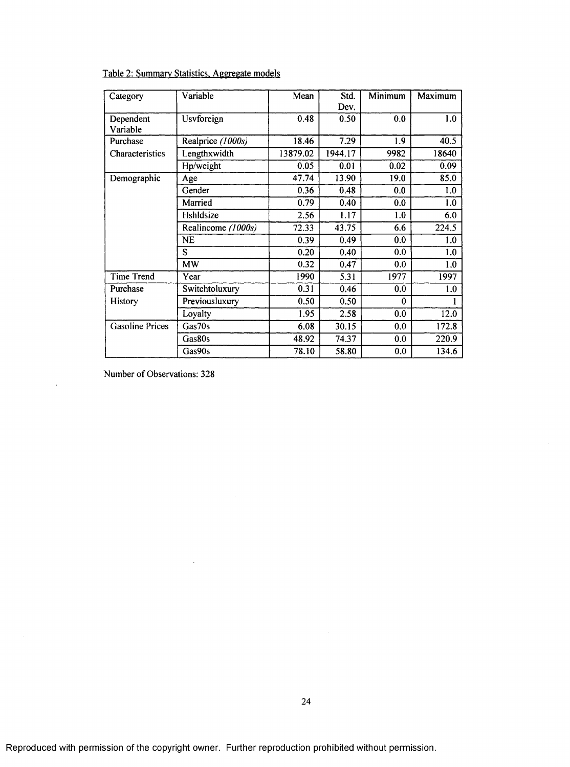Table 2: Summary Statistics, Aggregate models

| Category | Variable | Mean | Std. Dev. | Minimum | Maximum |
|---|---|---|---|---|---|
| Dependent Variable | Usvforeign | 0.48 | 0.50 | 0.0 | 1.0 |
| Purchase Characteristics | Realprice *(1000s)* | 18.46 | 7.29 | 1.9 | 40.5 |
| | Lengthxwidth | 13879.02 | 1944.17 | 9982 | 18640 |
| | Hp/weight | 0.05 | 0.01 | 0.02 | 0.09 |
| Demographic | Age | 47.74 | 13.90 | 19.0 | 85.0 |
| | Gender | 0.36 | 0.48 | 0.0 | 1.0 |
| | Married | 0.79 | 0.40 | 0.0 | 1.0 |
| | Hshldsize | 2.56 | 1.17 | 1.0 | 6.0 |
| | Realincome *(1000s)* | 72.33 | 43.75 | 6.6 | 224.5 |
| | NE | 0.39 | 0.49 | 0.0 | 1.0 |
| | S | 0.20 | 0.40 | 0.0 | 1.0 |
| | MW | 0.32 | 0.47 | 0.0 | 1.0 |
| Time Trend | Year | 1990 | 5.31 | 1977 | 1997 |
| Purchase History | Switchtoluxury | 0.31 | 0.46 | 0.0 | 1.0 |
| | Previousluxury | 0.50 | 0.50 | 0 | 1 |
| | Loyalty | 1.95 | 2.58 | 0.0 | 12.0 |
| Gasoline Prices | Gas70s | 6.08 | 30.15 | 0.0 | 172.8 |
| | Gas80s | 48.92 | 74.37 | 0.0 | 220.9 |
| | Gas90s | 78.10 | 58.80 | 0.0 | 134.6 |

Number of Observations: 328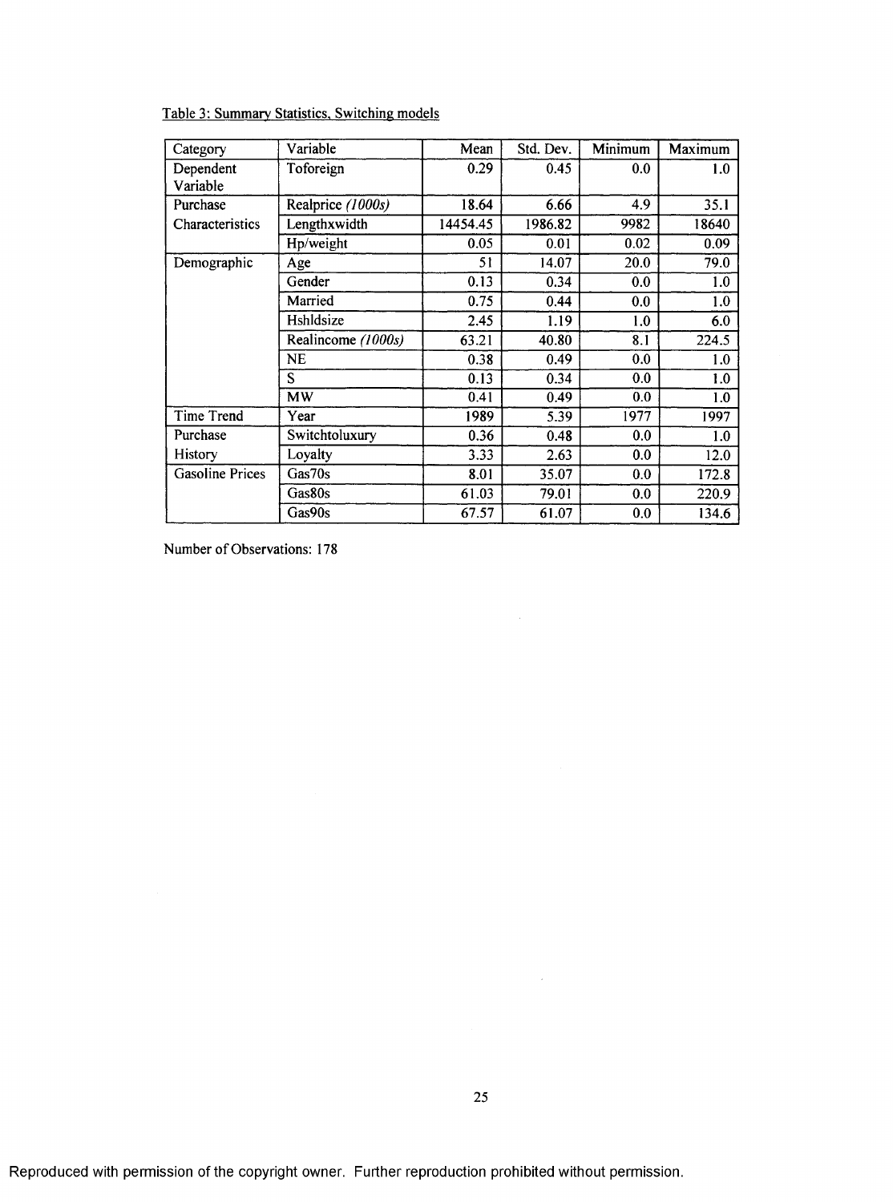Table 3: Summary Statistics, Switching models

| Category | Variable | Mean | Std. Dev. | Minimum | Maximum |
|---|---|---|---|---|---|
| Dependent Variable | Toforeign | 0.29 | 0.45 | 0.0 | 1.0 |
| Purchase Characteristics | Realprice *(1000s)* | 18.64 | 6.66 | 4.9 | 35.1 |
| | Lengthxwidth | 14454.45 | 1986.82 | 9982 | 18640 |
| | Hp/weight | 0.05 | 0.01 | 0.02 | 0.09 |
| Demographic | Age | 51 | 14.07 | 20.0 | 79.0 |
| | Gender | 0.13 | 0.34 | 0.0 | 1.0 |
| | Married | 0.75 | 0.44 | 0.0 | 1.0 |
| | Hshldsize | 2.45 | 1.19 | 1.0 | 6.0 |
| | Realincome *(1000s)* | 63.21 | 40.80 | 8.1 | 224.5 |
| | NE | 0.38 | 0.49 | 0.0 | 1.0 |
| | S | 0.13 | 0.34 | 0.0 | 1.0 |
| | MW | 0.41 | 0.49 | 0.0 | 1.0 |
| Time Trend | Year | 1989 | 5.39 | 1977 | 1997 |
| Purchase History | Switchtoluxury | 0.36 | 0.48 | 0.0 | 1.0 |
| | Loyalty | 3.33 | 2.63 | 0.0 | 12.0 |
| Gasoline Prices | Gas70s | 8.01 | 35.07 | 0.0 | 172.8 |
| | Gas80s | 61.03 | 79.01 | 0.0 | 220.9 |
| | Gas90s | 67.57 | 61.07 | 0.0 | 134.6 |

Number of Observations: 178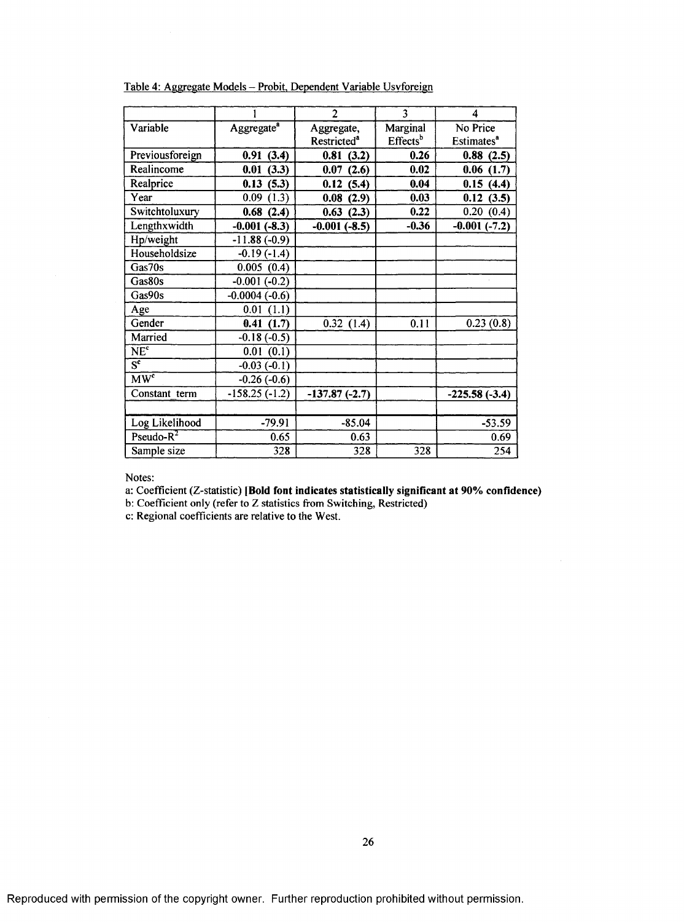Table 4: Aggregate Models – Probit, Dependent Variable Usvforeign

| | 1 | 2 | 3 | 4 |
|---|---|---|---|---|
| Variable | Aggregate[a] | Aggregate, Restricted[a] | Marginal Effects[b] | No Price Estimates[a] |
| Previousforeign | **0.91 (3.4)** | **0.81 (3.2)** | **0.26** | **0.88 (2.5)** |
| Realincome | **0.01 (3.3)** | **0.07 (2.6)** | **0.02** | **0.06 (1.7)** |
| Realprice | **0.13 (5.3)** | **0.12 (5.4)** | **0.04** | **0.15 (4.4)** |
| Year | 0.09 (1.3) | **0.08 (2.9)** | **0.03** | **0.12 (3.5)** |
| Switchtoluxury | **0.68 (2.4)** | **0.63 (2.3)** | **0.22** | 0.20 (0.4) |
| Lengthxwidth | **-0.001 (-8.3)** | **-0.001 (-8.5)** | **-0.36** | **-0.001 (-7.2)** |
| Hp/weight | -11.88 (-0.9) | | | |
| Householdsize | -0.19 (-1.4) | | | |
| Gas70s | 0.005 (0.4) | | | |
| Gas80s | -0.001 (-0.2) | | | |
| Gas90s | -0.0004 (-0.6) | | | |
| Age | 0.01 (1.1) | | | |
| Gender | **0.41 (1.7)** | 0.32 (1.4) | 0.11 | 0.23 (0.8) |
| Married | -0.18 (-0.5) | | | |
| NE[c] | 0.01 (0.1) | | | |
| S[c] | -0.03 (-0.1) | | | |
| MW[c] | -0.26 (-0.6) | | | |
| Constant_term | -158.25 (-1.2) | **-137.87 (-2.7)** | | **-225.58 (-3.4)** |
| | | | | |
| Log Likelihood | -79.91 | -85.04 | | -53.59 |
| Pseudo-$R^2$ | 0.65 | 0.63 | | 0.69 |
| Sample size | 328 | 328 | 328 | 254 |

Notes:

a: Coefficient (Z-statistic) **[Bold font indicates statistically significant at 90% confidence)**

b: Coefficient only (refer to Z statistics from Switching, Restricted)

c: Regional coefficients are relative to the West.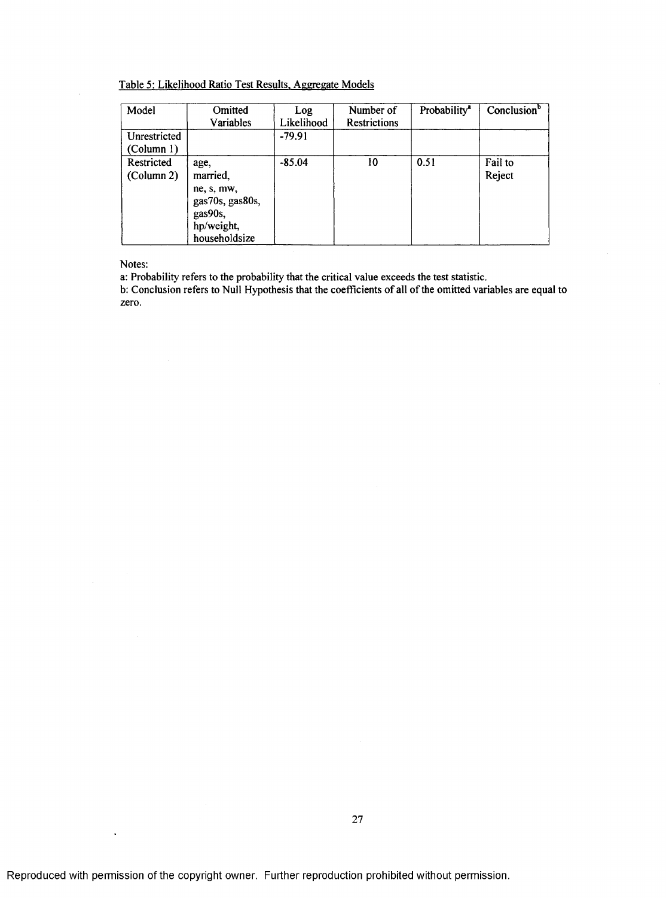Table 5: Likelihood Ratio Test Results, Aggregate Models

| Model | Omitted Variables | Log Likelihood | Number of Restrictions | Probability[a] | Conclusion[b] |
|---|---|---|---|---|---|
| Unrestricted (Column 1) | | -79.91 | | | |
| Restricted (Column 2) | age, married, ne, s, mw, gas70s, gas80s, gas90s, hp/weight, householdsize | -85.04 | 10 | 0.51 | Fail to Reject |

Notes:

a: Probability refers to the probability that the critical value exceeds the test statistic.

b: Conclusion refers to Null Hypothesis that the coefficients of all of the omitted variables are equal to zero.

Reproduced with permission of the copyright owner. Further reproduction prohibited without permission.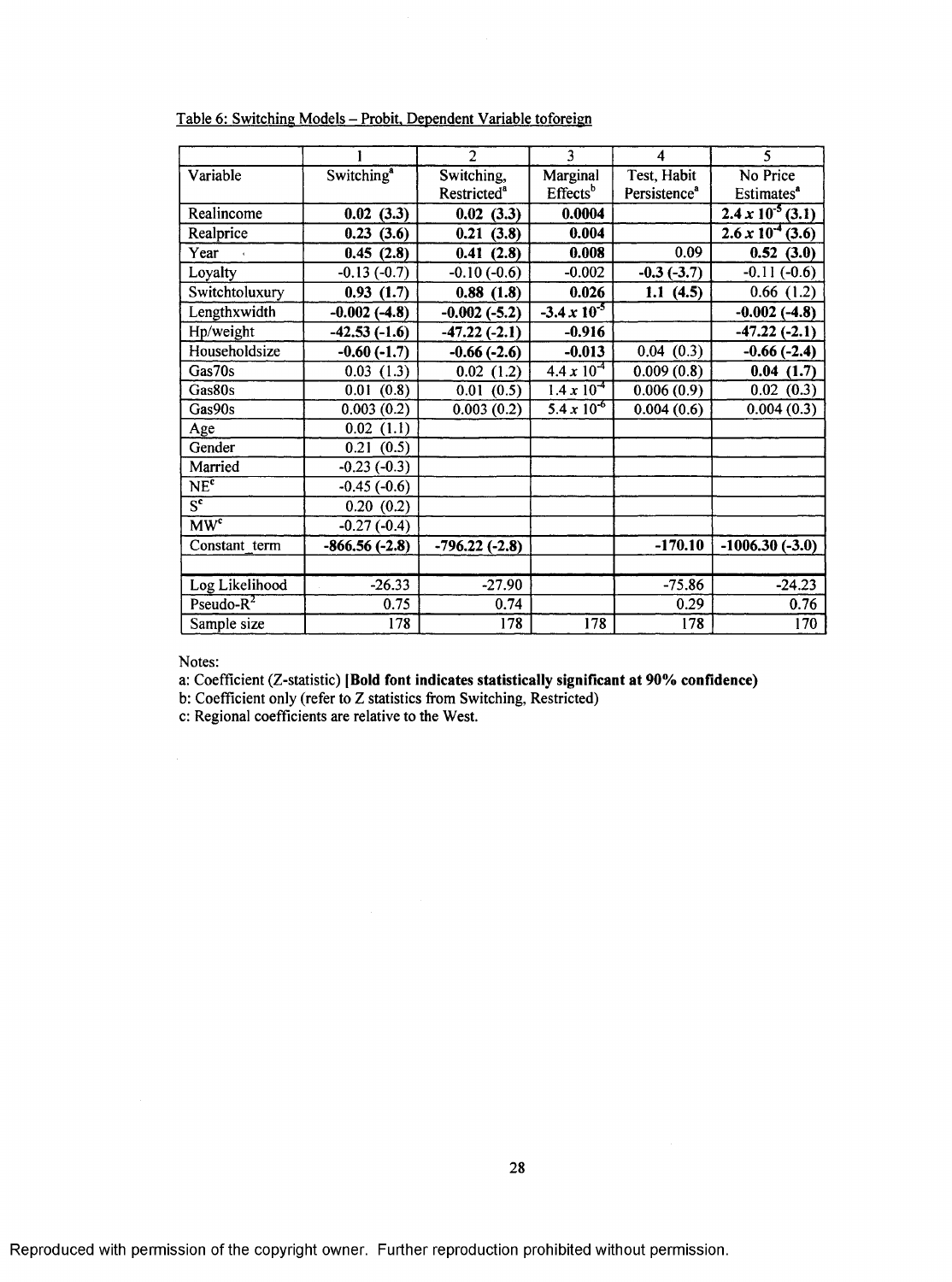Table 6: Switching Models – Probit, Dependent Variable toforeign

| | 1 | 2 | 3 | 4 | 5 |
|---|---|---|---|---|---|
| Variable | Switching[a] | Switching, Restricted[a] | Marginal Effects[b] | Test, Habit Persistence[a] | No Price Estimates[a] |
| Realincome | **0.02 (3.3)** | **0.02 (3.3)** | **0.0004** | | **$2.4 x 10^{-5}$ (3.1)** |
| Realprice | **0.23 (3.6)** | **0.21 (3.8)** | **0.004** | | **$2.6 x 10^{-4}$ (3.6)** |
| Year | **0.45 (2.8)** | **0.41 (2.8)** | **0.008** | 0.09 | **0.52 (3.0)** |
| Loyalty | -0.13 (-0.7) | -0.10 (-0.6) | -0.002 | **-0.3 (-3.7)** | -0.11 (-0.6) |
| Switchtoluxury | **0.93 (1.7)** | **0.88 (1.8)** | **0.026** | **1.1 (4.5)** | 0.66 (1.2) |
| Lengthxwidth | **-0.002 (-4.8)** | **-0.002 (-5.2)** | **$-3.4 x 10^{-5}$** | | **-0.002 (-4.8)** |
| Hp/weight | **-42.53 (-1.6)** | **-47.22 (-2.1)** | **-0.916** | | **-47.22 (-2.1)** |
| Householdsize | **-0.60 (-1.7)** | **-0.66 (-2.6)** | **-0.013** | 0.04 (0.3) | **-0.66 (-2.4)** |
| Gas70s | 0.03 (1.3) | 0.02 (1.2) | $4.4 x 10^{-4}$ | 0.009 (0.8) | **0.04 (1.7)** |
| Gas80s | 0.01 (0.8) | 0.01 (0.5) | $1.4 x 10^{-4}$ | 0.006 (0.9) | 0.02 (0.3) |
| Gas90s | 0.003 (0.2) | 0.003 (0.2) | $5.4 x 10^{-6}$ | 0.004 (0.6) | 0.004 (0.3) |
| Age | 0.02 (1.1) | | | | |
| Gender | 0.21 (0.5) | | | | |
| Married | -0.23 (-0.3) | | | | |
| NE[c] | -0.45 (-0.6) | | | | |
| S[c] | 0.20 (0.2) | | | | |
| MW[c] | -0.27 (-0.4) | | | | |
| Constant_term | **-866.56 (-2.8)** | **-796.22 (-2.8)** | | **-170.10** | **-1006.30 (-3.0)** |
| | | | | | |
| Log Likelihood | -26.33 | -27.90 | | -75.86 | -24.23 |
| Pseudo-$R^2$ | 0.75 | 0.74 | | 0.29 | 0.76 |
| Sample size | 178 | 178 | 178 | 178 | 170 |

Notes:

a: Coefficient (Z-statistic) **[Bold font indicates statistically significant at 90% confidence)**

b: Coefficient only (refer to Z statistics from Switching, Restricted)

c: Regional coefficients are relative to the West.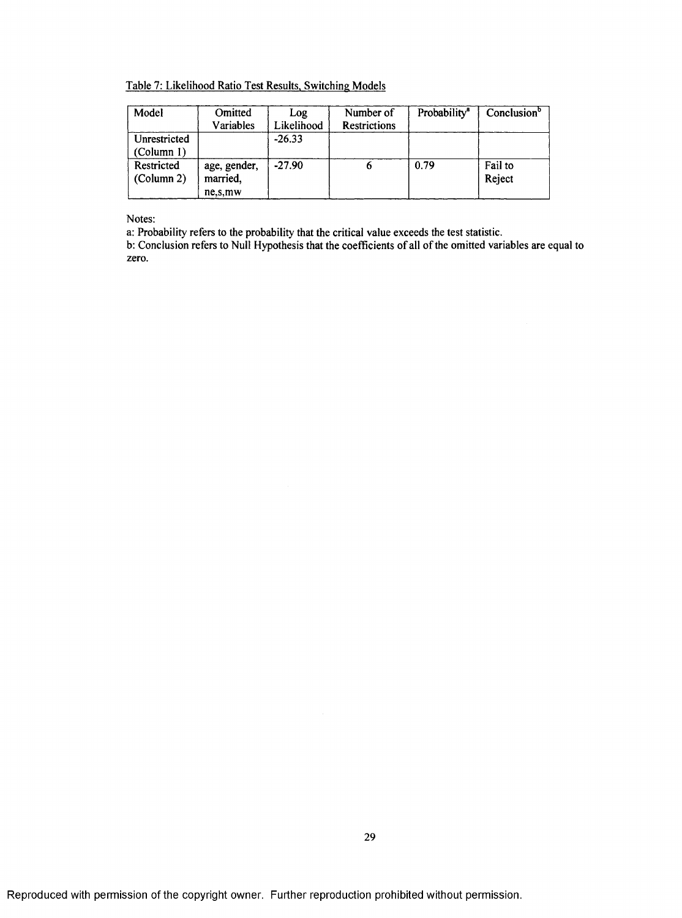Table 7: Likelihood Ratio Test Results, Switching Models

| Model | Omitted Variables | Log Likelihood | Number of Restrictions | Probability[a] | Conclusion[b] |
|---|---|---|---|---|---|
| Unrestricted (Column 1) | | -26.33 | | | |
| Restricted (Column 2) | age, gender, married, ne,s,mw | -27.90 | 6 | 0.79 | Fail to Reject |

Notes:

a: Probability refers to the probability that the critical value exceeds the test statistic.

b: Conclusion refers to Null Hypothesis that the coefficients of all of the omitted variables are equal to zero.

Reproduced with permission of the copyright owner. Further reproduction prohibited without permission.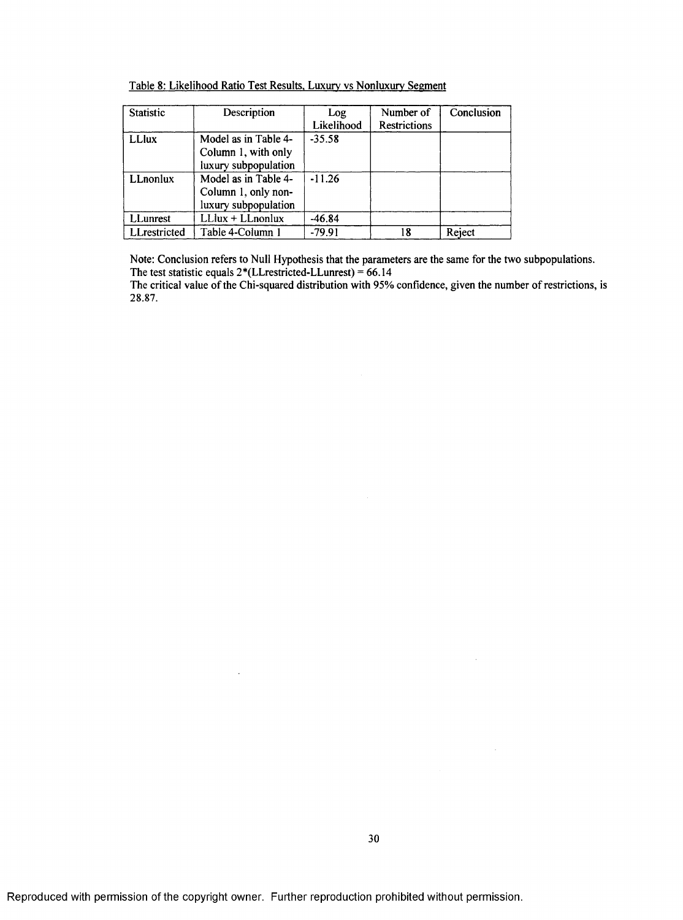Table 8: Likelihood Ratio Test Results, Luxury vs Nonluxury Segment

| Statistic | Description | Log Likelihood | Number of Restrictions | Conclusion |
|---|---|---|---|---|
| LLlux | Model as in Table 4-Column 1, with only luxury subpopulation | -35.58 | | |
| LLnonlux | Model as in Table 4-Column 1, only non-luxury subpopulation | -11.26 | | |
| LLunrest | LLlux + LLnonlux | -46.84 | | |
| LLrestricted | Table 4-Column 1 | -79.91 | 18 | Reject |

Note: Conclusion refers to Null Hypothesis that the parameters are the same for the two subpopulations.
The test statistic equals 2*(LLrestricted-LLunrest) = 66.14
The critical value of the Chi-squared distribution with 95% confidence, given the number of restrictions, is 28.87.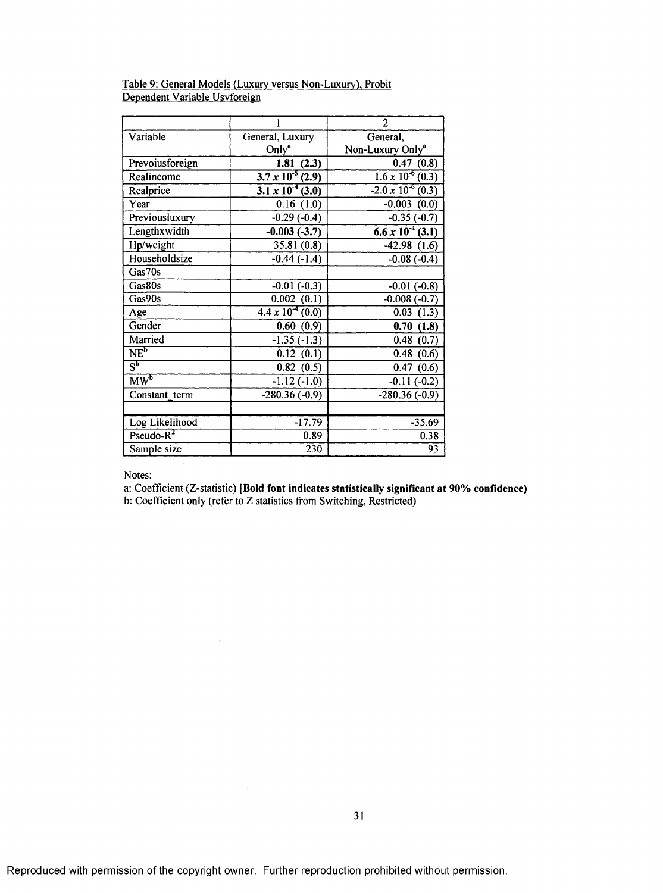Table 9: General Models (Luxury versus Non-Luxury), Probit
Dependent Variable Usvforeign

| | 1 | 2 |
|---|---|---|
| Variable | General, Luxury Only[a] | General, Non-Luxury Only[a] |
| Prevoiusforeign | **1.81 (2.3)** | 0.47 (0.8) |
| Realincome | **$3.7 x 10^{-5}$ (2.9)** | $1.6 x 10^{-6}$ (0.3) |
| Realprice | **$3.1 x 10^{-4}$ (3.0)** | $-2.0 x 10^{-6}$ (0.3) |
| Year | 0.16 (1.0) | -0.003 (0.0) |
| Previousluxury | -0.29 (-0.4) | -0.35 (-0.7) |
| Lengthxwidth | **-0.003 (-3.7)** | **$6.6 x 10^{-4}$ (3.1)** |
| Hp/weight | 35.81 (0.8) | -42.98 (1.6) |
| Householdsize | -0.44 (-1.4) | -0.08 (-0.4) |
| Gas70s | | |
| Gas80s | -0.01 (-0.3) | -0.01 (-0.8) |
| Gas90s | 0.002 (0.1) | -0.008 (-0.7) |
| Age | $4.4 x 10^{-4}$ (0.0) | 0.03 (1.3) |
| Gender | 0.60 (0.9) | **0.70 (1.8)** |
| Married | -1.35 (-1.3) | 0.48 (0.7) |
| NE[b] | 0.12 (0.1) | 0.48 (0.6) |
| S[b] | 0.82 (0.5) | 0.47 (0.6) |
| MW[b] | -1.12 (-1.0) | -0.11 (-0.2) |
| Constant_term | -280.36 (-0.9) | -280.36 (-0.9) |
| | | |
| Log Likelihood | -17.79 | -35.69 |
| Pseudo-$R^2$ | 0.89 | 0.38 |
| Sample size | 230 | 93 |

Notes:

a: Coefficient (Z-statistic) **[Bold font indicates statistically significant at 90% confidence)**

b: Coefficient only (refer to Z statistics from Switching, Restricted)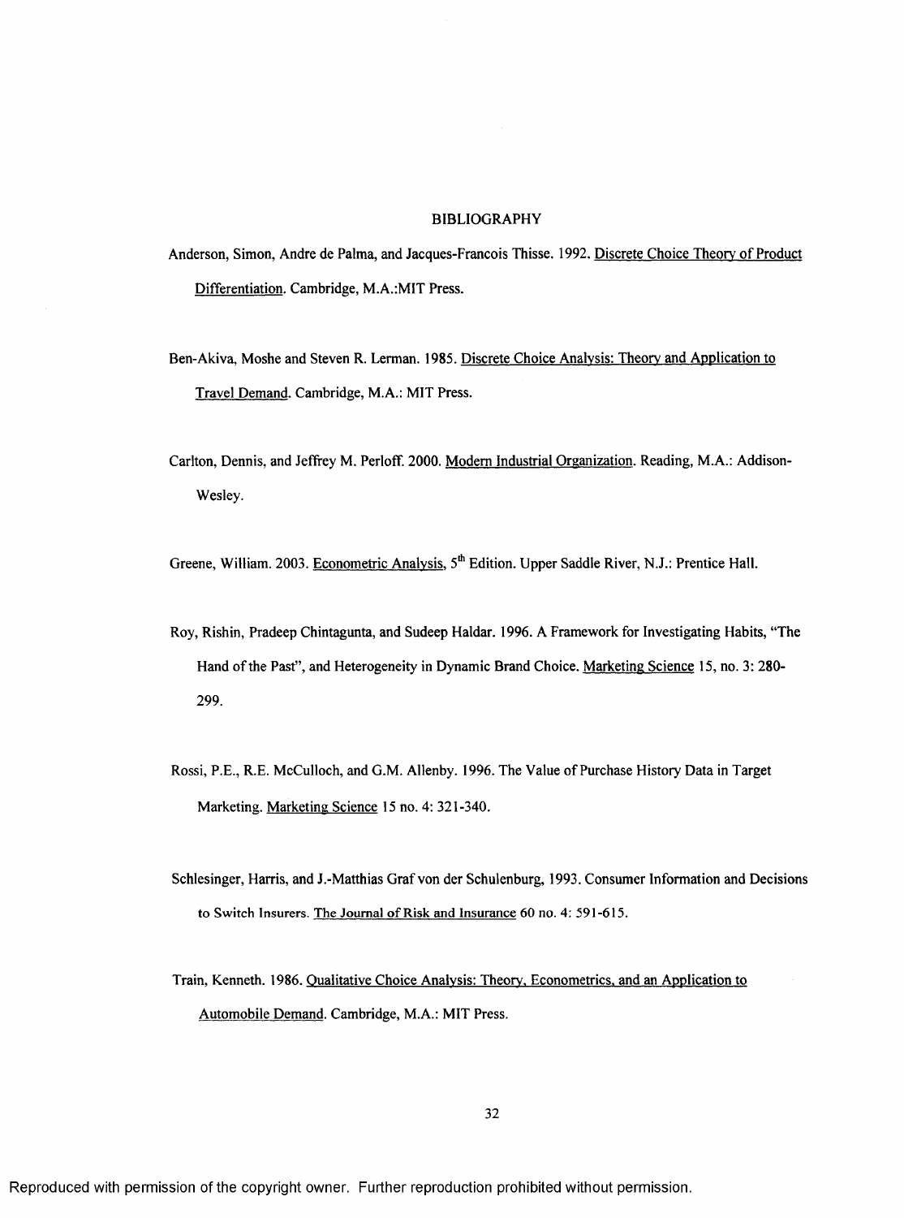# BIBLIOGRAPHY

Anderson, Simon, Andre de Palma, and Jacques-Francois Thisse. 1992. Discrete Choice Theory of Product Differentiation. Cambridge, M.A.:MIT Press.

Ben-Akiva, Moshe and Steven R. Lerman. 1985. Discrete Choice Analysis: Theory and Application to Travel Demand. Cambridge, M.A.: MIT Press.

Carlton, Dennis, and Jeffrey M. Perloff. 2000. Modern Industrial Organization. Reading, M.A.: Addison-Wesley.

Greene, William. 2003. Econometric Analysis, 5th Edition. Upper Saddle River, N.J.: Prentice Hall.

Roy, Rishin, Pradeep Chintagunta, and Sudeep Haldar. 1996. A Framework for Investigating Habits, "The Hand of the Past", and Heterogeneity in Dynamic Brand Choice. Marketing Science 15, no. 3: 280-299.

Rossi, P.E., R.E. McCulloch, and G.M. Allenby. 1996. The Value of Purchase History Data in Target Marketing. Marketing Science 15 no. 4: 321-340.

Schlesinger, Harris, and J.-Matthias Graf von der Schulenburg, 1993. Consumer Information and Decisions to Switch Insurers. The Journal of Risk and Insurance 60 no. 4: 591-615.

Train, Kenneth. 1986. Qualitative Choice Analysis: Theory, Econometrics, and an Application to Automobile Demand. Cambridge, M.A.: MIT Press.

Reproduced with permission of the copyright owner. Further reproduction prohibited without permission.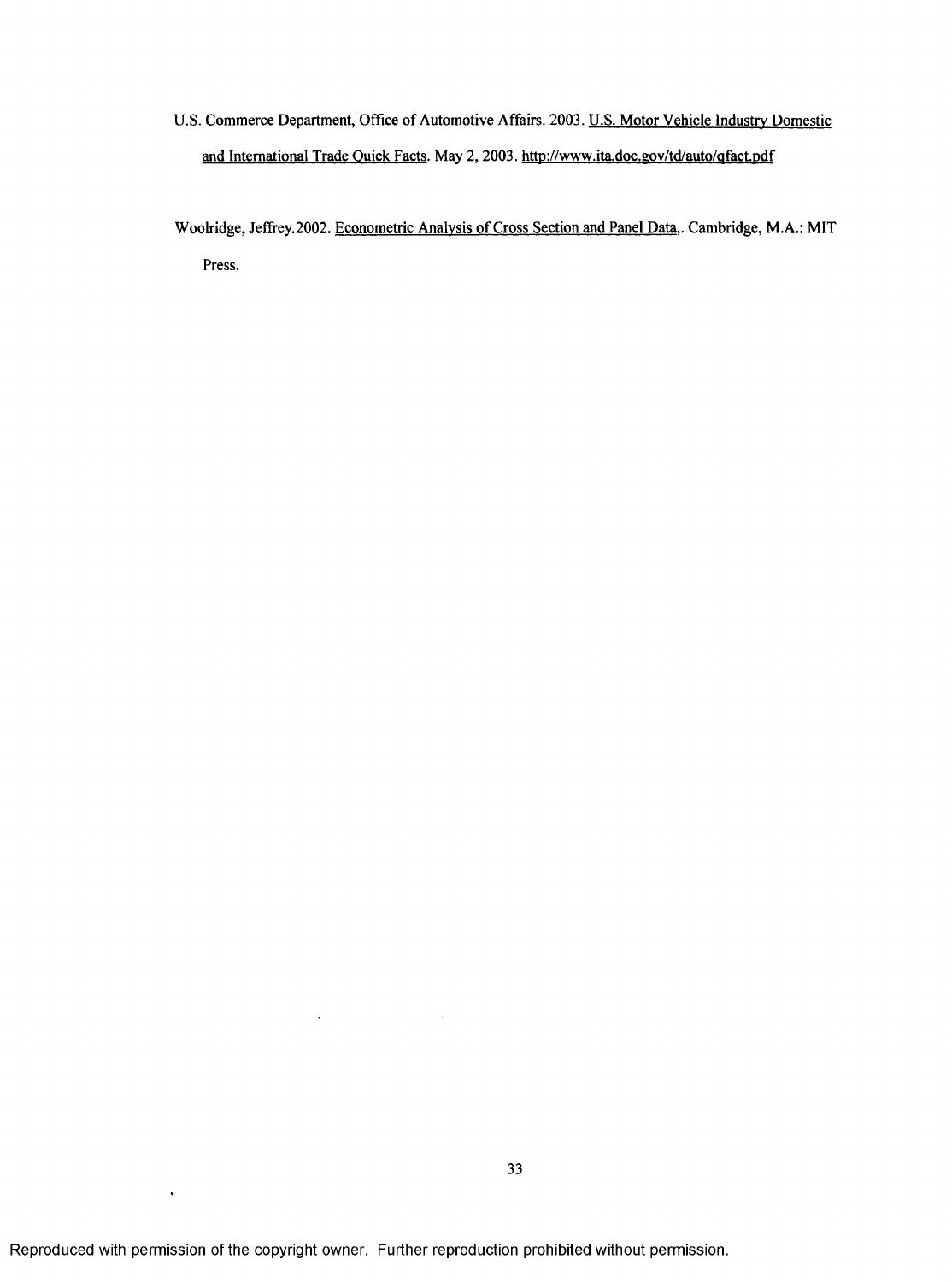U.S. Commerce Department, Office of Automotive Affairs. 2003. U.S. Motor Vehicle Industry Domestic and International Trade Quick Facts. May 2, 2003. http://www.ita.doc.gov/td/auto/qfact.pdf

Woolridge, Jeffrey.2002. Econometric Analysis of Cross Section and Panel Data,. Cambridge, M.A.: MIT Press.

Reproduced with permission of the copyright owner. Further reproduction prohibited without permission.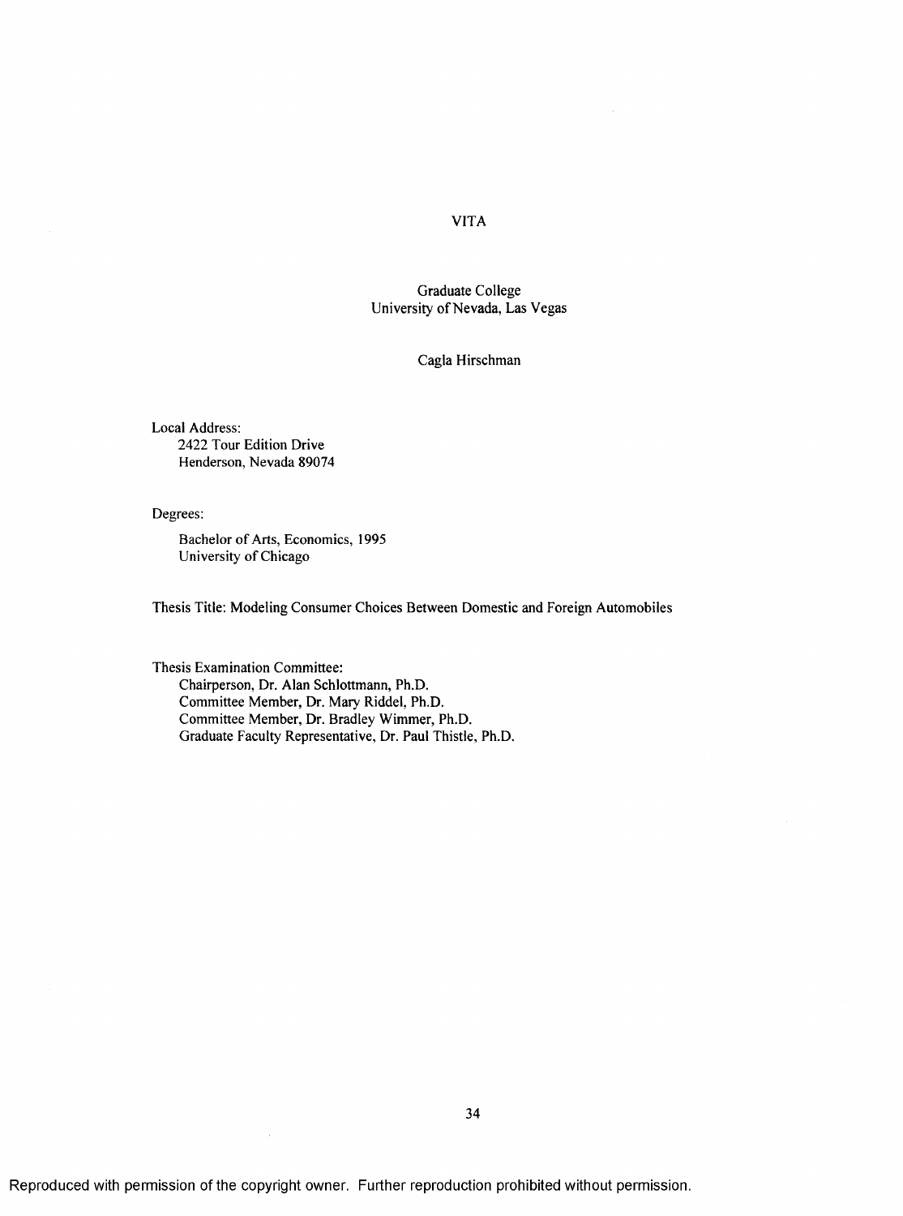# VITA

Graduate College
University of Nevada, Las Vegas

Cagla Hirschman

Local Address:
2422 Tour Edition Drive
Henderson, Nevada 89074

Degrees:

Bachelor of Arts, Economics, 1995
University of Chicago

Thesis Title: Modeling Consumer Choices Between Domestic and Foreign Automobiles

Thesis Examination Committee:
Chairperson, Dr. Alan Schlottmann, Ph.D.
Committee Member, Dr. Mary Riddel, Ph.D.
Committee Member, Dr. Bradley Wimmer, Ph.D.
Graduate Faculty Representative, Dr. Paul Thistle, Ph.D.

Reproduced with permission of the copyright owner. Further reproduction prohibited without permission.